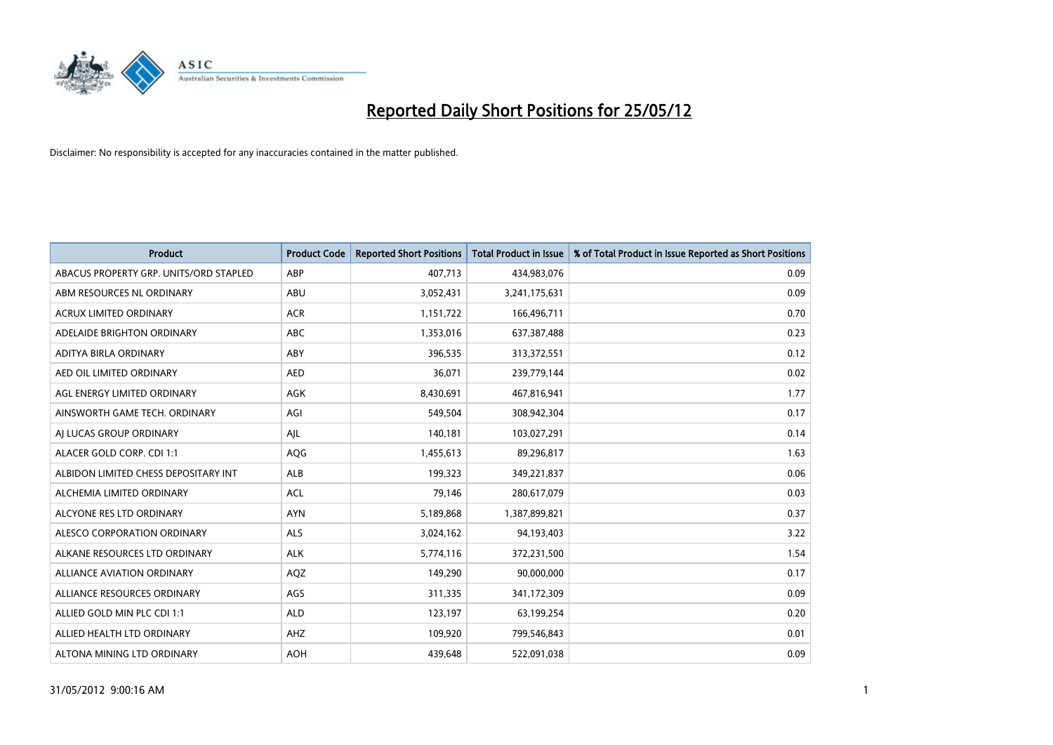# Reported Daily Short Positions for 25/05/12

Disclaimer: No responsibility is accepted for any inaccuracies contained in the matter published.

| Product | Product Code | Reported Short Positions | Total Product in Issue | % of Total Product in Issue Reported as Short Positions |
|---|---|---|---|---|
| ABACUS PROPERTY GRP. UNITS/ORD STAPLED | ABP | 407,713 | 434,983,076 | 0.09 |
| ABM RESOURCES NL ORDINARY | ABU | 3,052,431 | 3,241,175,631 | 0.09 |
| ACRUX LIMITED ORDINARY | ACR | 1,151,722 | 166,496,711 | 0.70 |
| ADELAIDE BRIGHTON ORDINARY | ABC | 1,353,016 | 637,387,488 | 0.23 |
| ADITYA BIRLA ORDINARY | ABY | 396,535 | 313,372,551 | 0.12 |
| AED OIL LIMITED ORDINARY | AED | 36,071 | 239,779,144 | 0.02 |
| AGL ENERGY LIMITED ORDINARY | AGK | 8,430,691 | 467,816,941 | 1.77 |
| AINSWORTH GAME TECH. ORDINARY | AGI | 549,504 | 308,942,304 | 0.17 |
| AJ LUCAS GROUP ORDINARY | AJL | 140,181 | 103,027,291 | 0.14 |
| ALACER GOLD CORP. CDI 1:1 | AQG | 1,455,613 | 89,296,817 | 1.63 |
| ALBIDON LIMITED CHESS DEPOSITARY INT | ALB | 199,323 | 349,221,837 | 0.06 |
| ALCHEMIA LIMITED ORDINARY | ACL | 79,146 | 280,617,079 | 0.03 |
| ALCYONE RES LTD ORDINARY | AYN | 5,189,868 | 1,387,899,821 | 0.37 |
| ALESCO CORPORATION ORDINARY | ALS | 3,024,162 | 94,193,403 | 3.22 |
| ALKANE RESOURCES LTD ORDINARY | ALK | 5,774,116 | 372,231,500 | 1.54 |
| ALLIANCE AVIATION ORDINARY | AQZ | 149,290 | 90,000,000 | 0.17 |
| ALLIANCE RESOURCES ORDINARY | AGS | 311,335 | 341,172,309 | 0.09 |
| ALLIED GOLD MIN PLC CDI 1:1 | ALD | 123,197 | 63,199,254 | 0.20 |
| ALLIED HEALTH LTD ORDINARY | AHZ | 109,920 | 799,546,843 | 0.01 |
| ALTONA MINING LTD ORDINARY | AOH | 439,648 | 522,091,038 | 0.09 |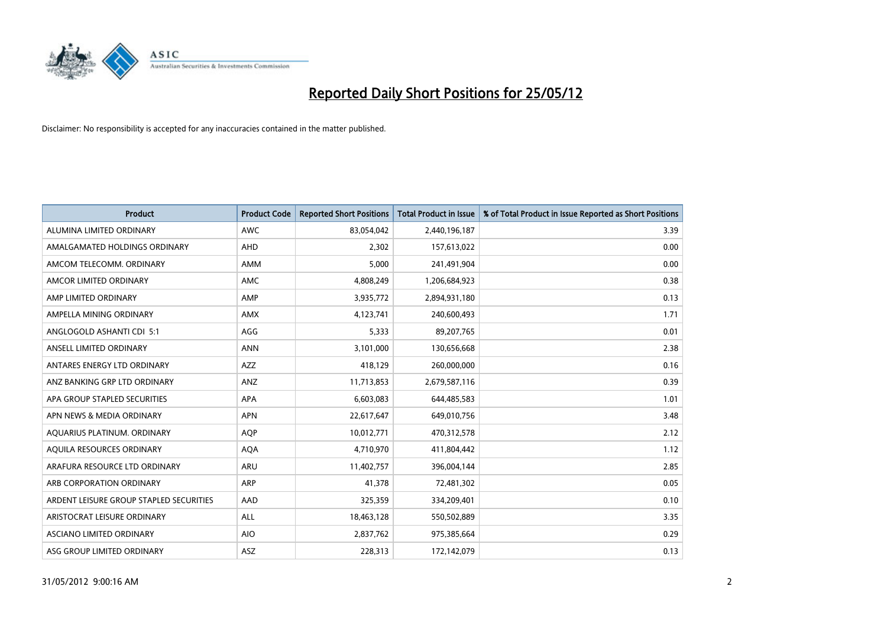# Reported Daily Short Positions for 25/05/12

Disclaimer: No responsibility is accepted for any inaccuracies contained in the matter published.

| Product | Product Code | Reported Short Positions | Total Product in Issue | % of Total Product in Issue Reported as Short Positions |
|---|---|---|---|---|
| ALUMINA LIMITED ORDINARY | AWC | 83,054,042 | 2,440,196,187 | 3.39 |
| AMALGAMATED HOLDINGS ORDINARY | AHD | 2,302 | 157,613,022 | 0.00 |
| AMCOM TELECOMM. ORDINARY | AMM | 5,000 | 241,491,904 | 0.00 |
| AMCOR LIMITED ORDINARY | AMC | 4,808,249 | 1,206,684,923 | 0.38 |
| AMP LIMITED ORDINARY | AMP | 3,935,772 | 2,894,931,180 | 0.13 |
| AMPELLA MINING ORDINARY | AMX | 4,123,741 | 240,600,493 | 1.71 |
| ANGLOGOLD ASHANTI CDI 5:1 | AGG | 5,333 | 89,207,765 | 0.01 |
| ANSELL LIMITED ORDINARY | ANN | 3,101,000 | 130,656,668 | 2.38 |
| ANTARES ENERGY LTD ORDINARY | AZZ | 418,129 | 260,000,000 | 0.16 |
| ANZ BANKING GRP LTD ORDINARY | ANZ | 11,713,853 | 2,679,587,116 | 0.39 |
| APA GROUP STAPLED SECURITIES | APA | 6,603,083 | 644,485,583 | 1.01 |
| APN NEWS & MEDIA ORDINARY | APN | 22,617,647 | 649,010,756 | 3.48 |
| AQUARIUS PLATINUM. ORDINARY | AQP | 10,012,771 | 470,312,578 | 2.12 |
| AQUILA RESOURCES ORDINARY | AQA | 4,710,970 | 411,804,442 | 1.12 |
| ARAFURA RESOURCE LTD ORDINARY | ARU | 11,402,757 | 396,004,144 | 2.85 |
| ARB CORPORATION ORDINARY | ARP | 41,378 | 72,481,302 | 0.05 |
| ARDENT LEISURE GROUP STAPLED SECURITIES | AAD | 325,359 | 334,209,401 | 0.10 |
| ARISTOCRAT LEISURE ORDINARY | ALL | 18,463,128 | 550,502,889 | 3.35 |
| ASCIANO LIMITED ORDINARY | AIO | 2,837,762 | 975,385,664 | 0.29 |
| ASG GROUP LIMITED ORDINARY | ASZ | 228,313 | 172,142,079 | 0.13 |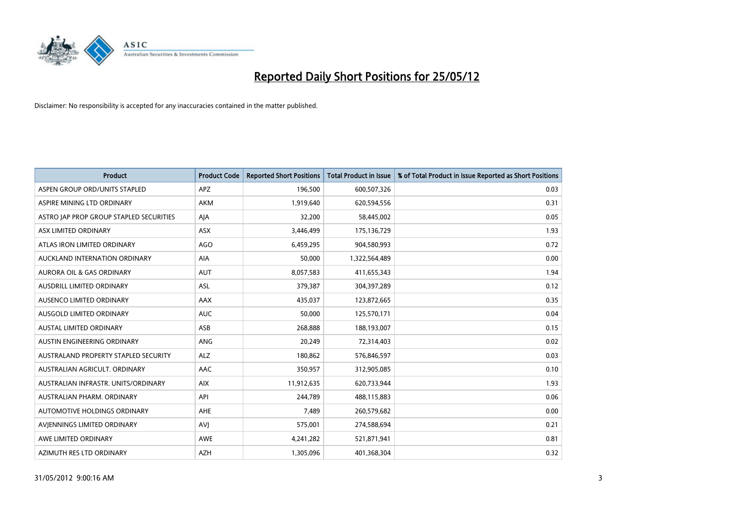# Reported Daily Short Positions for 25/05/12

Disclaimer: No responsibility is accepted for any inaccuracies contained in the matter published.

| Product | Product Code | Reported Short Positions | Total Product in Issue | % of Total Product in Issue Reported as Short Positions |
|---|---|---|---|---|
| ASPEN GROUP ORD/UNITS STAPLED | APZ | 196,500 | 600,507,326 | 0.03 |
| ASPIRE MINING LTD ORDINARY | AKM | 1,919,640 | 620,594,556 | 0.31 |
| ASTRO JAP PROP GROUP STAPLED SECURITIES | AJA | 32,200 | 58,445,002 | 0.05 |
| ASX LIMITED ORDINARY | ASX | 3,446,499 | 175,136,729 | 1.93 |
| ATLAS IRON LIMITED ORDINARY | AGO | 6,459,295 | 904,580,993 | 0.72 |
| AUCKLAND INTERNATION ORDINARY | AIA | 50,000 | 1,322,564,489 | 0.00 |
| AURORA OIL & GAS ORDINARY | AUT | 8,057,583 | 411,655,343 | 1.94 |
| AUSDRILL LIMITED ORDINARY | ASL | 379,387 | 304,397,289 | 0.12 |
| AUSENCO LIMITED ORDINARY | AAX | 435,037 | 123,872,665 | 0.35 |
| AUSGOLD LIMITED ORDINARY | AUC | 50,000 | 125,570,171 | 0.04 |
| AUSTAL LIMITED ORDINARY | ASB | 268,888 | 188,193,007 | 0.15 |
| AUSTIN ENGINEERING ORDINARY | ANG | 20,249 | 72,314,403 | 0.02 |
| AUSTRALAND PROPERTY STAPLED SECURITY | ALZ | 180,862 | 576,846,597 | 0.03 |
| AUSTRALIAN AGRICULT. ORDINARY | AAC | 350,957 | 312,905,085 | 0.10 |
| AUSTRALIAN INFRASTR. UNITS/ORDINARY | AIX | 11,912,635 | 620,733,944 | 1.93 |
| AUSTRALIAN PHARM. ORDINARY | API | 244,789 | 488,115,883 | 0.06 |
| AUTOMOTIVE HOLDINGS ORDINARY | AHE | 7,489 | 260,579,682 | 0.00 |
| AVJENNINGS LIMITED ORDINARY | AVJ | 575,001 | 274,588,694 | 0.21 |
| AWE LIMITED ORDINARY | AWE | 4,241,282 | 521,871,941 | 0.81 |
| AZIMUTH RES LTD ORDINARY | AZH | 1,305,096 | 401,368,304 | 0.32 |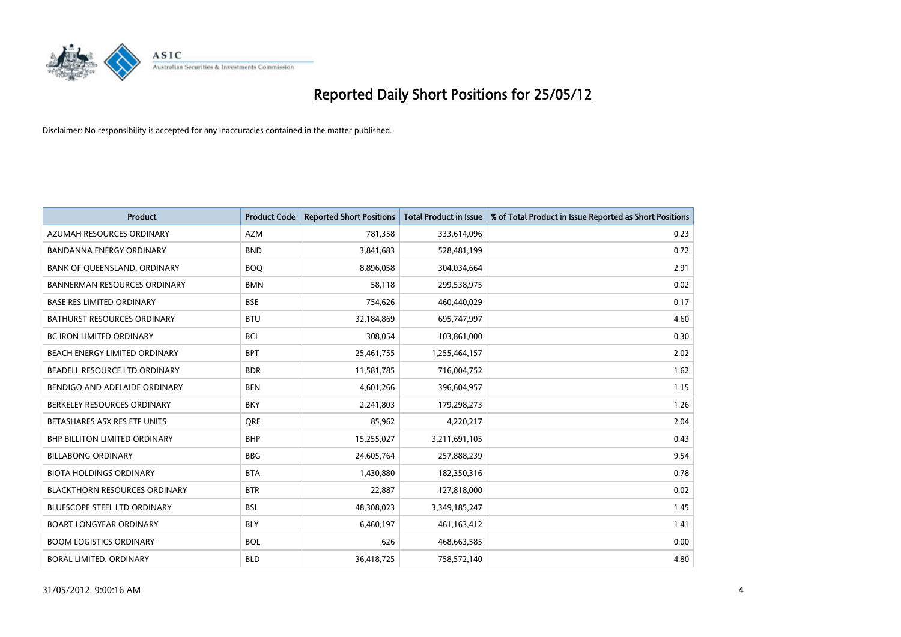# Reported Daily Short Positions for 25/05/12

Disclaimer: No responsibility is accepted for any inaccuracies contained in the matter published.

| Product | Product Code | Reported Short Positions | Total Product in Issue | % of Total Product in Issue Reported as Short Positions |
|---|---|---|---|---|
| AZUMAH RESOURCES ORDINARY | AZM | 781,358 | 333,614,096 | 0.23 |
| BANDANNA ENERGY ORDINARY | BND | 3,841,683 | 528,481,199 | 0.72 |
| BANK OF QUEENSLAND. ORDINARY | BOQ | 8,896,058 | 304,034,664 | 2.91 |
| BANNERMAN RESOURCES ORDINARY | BMN | 58,118 | 299,538,975 | 0.02 |
| BASE RES LIMITED ORDINARY | BSE | 754,626 | 460,440,029 | 0.17 |
| BATHURST RESOURCES ORDINARY | BTU | 32,184,869 | 695,747,997 | 4.60 |
| BC IRON LIMITED ORDINARY | BCI | 308,054 | 103,861,000 | 0.30 |
| BEACH ENERGY LIMITED ORDINARY | BPT | 25,461,755 | 1,255,464,157 | 2.02 |
| BEADELL RESOURCE LTD ORDINARY | BDR | 11,581,785 | 716,004,752 | 1.62 |
| BENDIGO AND ADELAIDE ORDINARY | BEN | 4,601,266 | 396,604,957 | 1.15 |
| BERKELEY RESOURCES ORDINARY | BKY | 2,241,803 | 179,298,273 | 1.26 |
| BETASHARES ASX RES ETF UNITS | QRE | 85,962 | 4,220,217 | 2.04 |
| BHP BILLITON LIMITED ORDINARY | BHP | 15,255,027 | 3,211,691,105 | 0.43 |
| BILLABONG ORDINARY | BBG | 24,605,764 | 257,888,239 | 9.54 |
| BIOTA HOLDINGS ORDINARY | BTA | 1,430,880 | 182,350,316 | 0.78 |
| BLACKTHORN RESOURCES ORDINARY | BTR | 22,887 | 127,818,000 | 0.02 |
| BLUESCOPE STEEL LTD ORDINARY | BSL | 48,308,023 | 3,349,185,247 | 1.45 |
| BOART LONGYEAR ORDINARY | BLY | 6,460,197 | 461,163,412 | 1.41 |
| BOOM LOGISTICS ORDINARY | BOL | 626 | 468,663,585 | 0.00 |
| BORAL LIMITED. ORDINARY | BLD | 36,418,725 | 758,572,140 | 4.80 |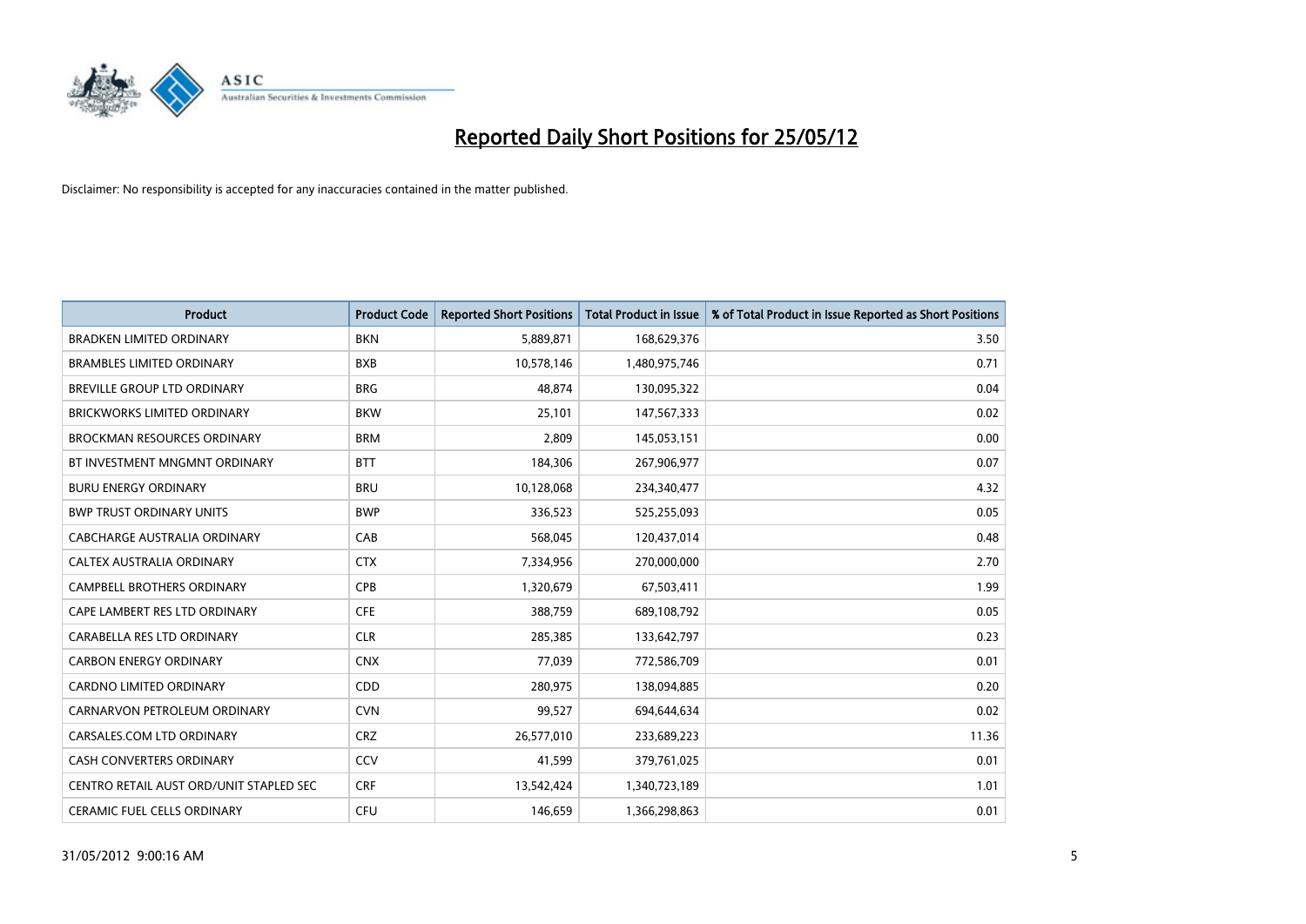# Reported Daily Short Positions for 25/05/12

Disclaimer: No responsibility is accepted for any inaccuracies contained in the matter published.

| Product | Product Code | Reported Short Positions | Total Product in Issue | % of Total Product in Issue Reported as Short Positions |
|---|---|---|---|---|
| BRADKEN LIMITED ORDINARY | BKN | 5,889,871 | 168,629,376 | 3.50 |
| BRAMBLES LIMITED ORDINARY | BXB | 10,578,146 | 1,480,975,746 | 0.71 |
| BREVILLE GROUP LTD ORDINARY | BRG | 48,874 | 130,095,322 | 0.04 |
| BRICKWORKS LIMITED ORDINARY | BKW | 25,101 | 147,567,333 | 0.02 |
| BROCKMAN RESOURCES ORDINARY | BRM | 2,809 | 145,053,151 | 0.00 |
| BT INVESTMENT MNGMNT ORDINARY | BTT | 184,306 | 267,906,977 | 0.07 |
| BURU ENERGY ORDINARY | BRU | 10,128,068 | 234,340,477 | 4.32 |
| BWP TRUST ORDINARY UNITS | BWP | 336,523 | 525,255,093 | 0.05 |
| CABCHARGE AUSTRALIA ORDINARY | CAB | 568,045 | 120,437,014 | 0.48 |
| CALTEX AUSTRALIA ORDINARY | CTX | 7,334,956 | 270,000,000 | 2.70 |
| CAMPBELL BROTHERS ORDINARY | CPB | 1,320,679 | 67,503,411 | 1.99 |
| CAPE LAMBERT RES LTD ORDINARY | CFE | 388,759 | 689,108,792 | 0.05 |
| CARABELLA RES LTD ORDINARY | CLR | 285,385 | 133,642,797 | 0.23 |
| CARBON ENERGY ORDINARY | CNX | 77,039 | 772,586,709 | 0.01 |
| CARDNO LIMITED ORDINARY | CDD | 280,975 | 138,094,885 | 0.20 |
| CARNARVON PETROLEUM ORDINARY | CVN | 99,527 | 694,644,634 | 0.02 |
| CARSALES.COM LTD ORDINARY | CRZ | 26,577,010 | 233,689,223 | 11.36 |
| CASH CONVERTERS ORDINARY | CCV | 41,599 | 379,761,025 | 0.01 |
| CENTRO RETAIL AUST ORD/UNIT STAPLED SEC | CRF | 13,542,424 | 1,340,723,189 | 1.01 |
| CERAMIC FUEL CELLS ORDINARY | CFU | 146,659 | 1,366,298,863 | 0.01 |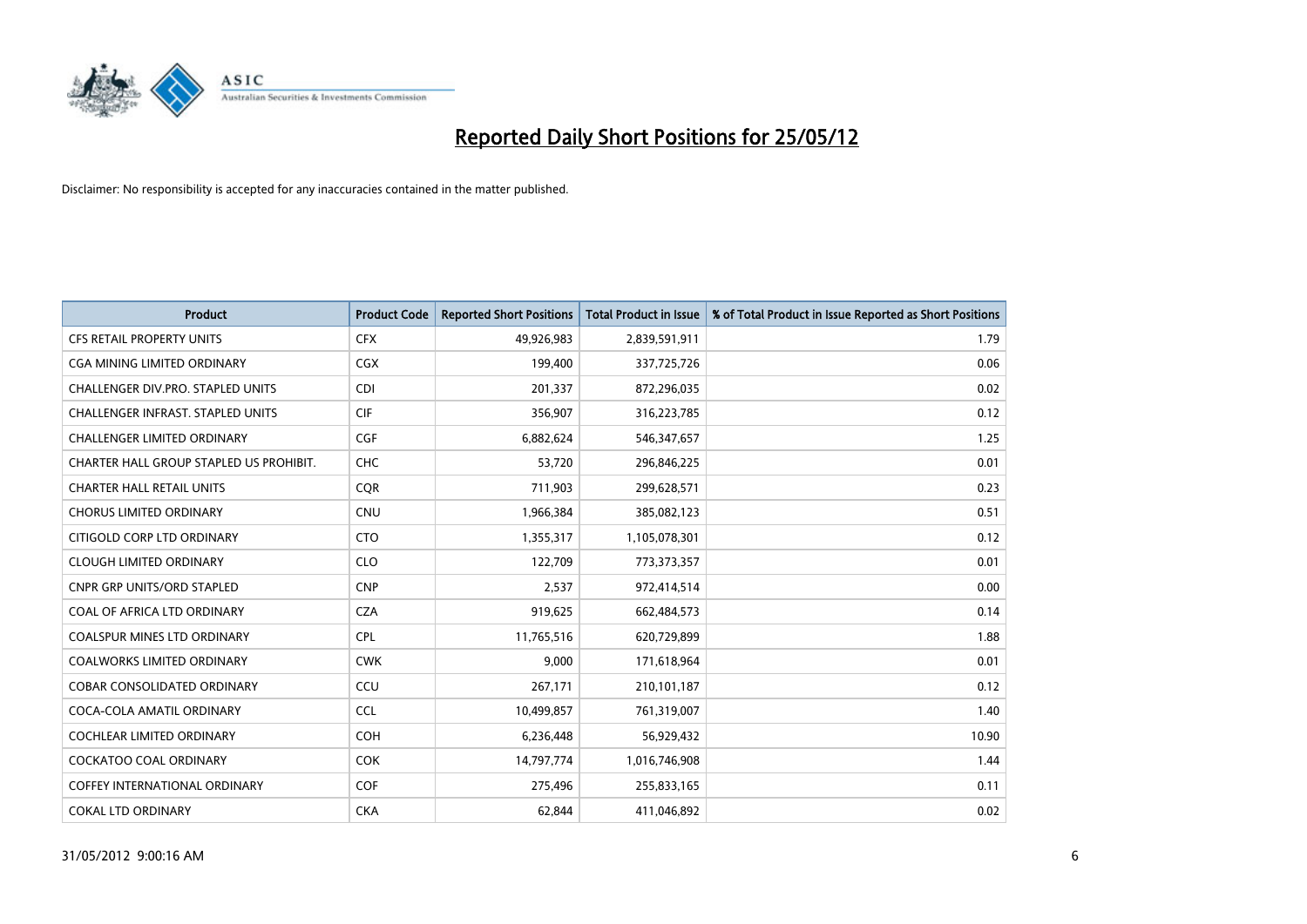# Reported Daily Short Positions for 25/05/12

Disclaimer: No responsibility is accepted for any inaccuracies contained in the matter published.

| Product | Product Code | Reported Short Positions | Total Product in Issue | % of Total Product in Issue Reported as Short Positions |
|---|---|---|---|---|
| CFS RETAIL PROPERTY UNITS | CFX | 49,926,983 | 2,839,591,911 | 1.79 |
| CGA MINING LIMITED ORDINARY | CGX | 199,400 | 337,725,726 | 0.06 |
| CHALLENGER DIV.PRO. STAPLED UNITS | CDI | 201,337 | 872,296,035 | 0.02 |
| CHALLENGER INFRAST. STAPLED UNITS | CIF | 356,907 | 316,223,785 | 0.12 |
| CHALLENGER LIMITED ORDINARY | CGF | 6,882,624 | 546,347,657 | 1.25 |
| CHARTER HALL GROUP STAPLED US PROHIBIT. | CHC | 53,720 | 296,846,225 | 0.01 |
| CHARTER HALL RETAIL UNITS | CQR | 711,903 | 299,628,571 | 0.23 |
| CHORUS LIMITED ORDINARY | CNU | 1,966,384 | 385,082,123 | 0.51 |
| CITIGOLD CORP LTD ORDINARY | CTO | 1,355,317 | 1,105,078,301 | 0.12 |
| CLOUGH LIMITED ORDINARY | CLO | 122,709 | 773,373,357 | 0.01 |
| CNPR GRP UNITS/ORD STAPLED | CNP | 2,537 | 972,414,514 | 0.00 |
| COAL OF AFRICA LTD ORDINARY | CZA | 919,625 | 662,484,573 | 0.14 |
| COALSPUR MINES LTD ORDINARY | CPL | 11,765,516 | 620,729,899 | 1.88 |
| COALWORKS LIMITED ORDINARY | CWK | 9,000 | 171,618,964 | 0.01 |
| COBAR CONSOLIDATED ORDINARY | CCU | 267,171 | 210,101,187 | 0.12 |
| COCA-COLA AMATIL ORDINARY | CCL | 10,499,857 | 761,319,007 | 1.40 |
| COCHLEAR LIMITED ORDINARY | COH | 6,236,448 | 56,929,432 | 10.90 |
| COCKATOO COAL ORDINARY | COK | 14,797,774 | 1,016,746,908 | 1.44 |
| COFFEY INTERNATIONAL ORDINARY | COF | 275,496 | 255,833,165 | 0.11 |
| COKAL LTD ORDINARY | CKA | 62,844 | 411,046,892 | 0.02 |

31/05/2012 9:00:16 AM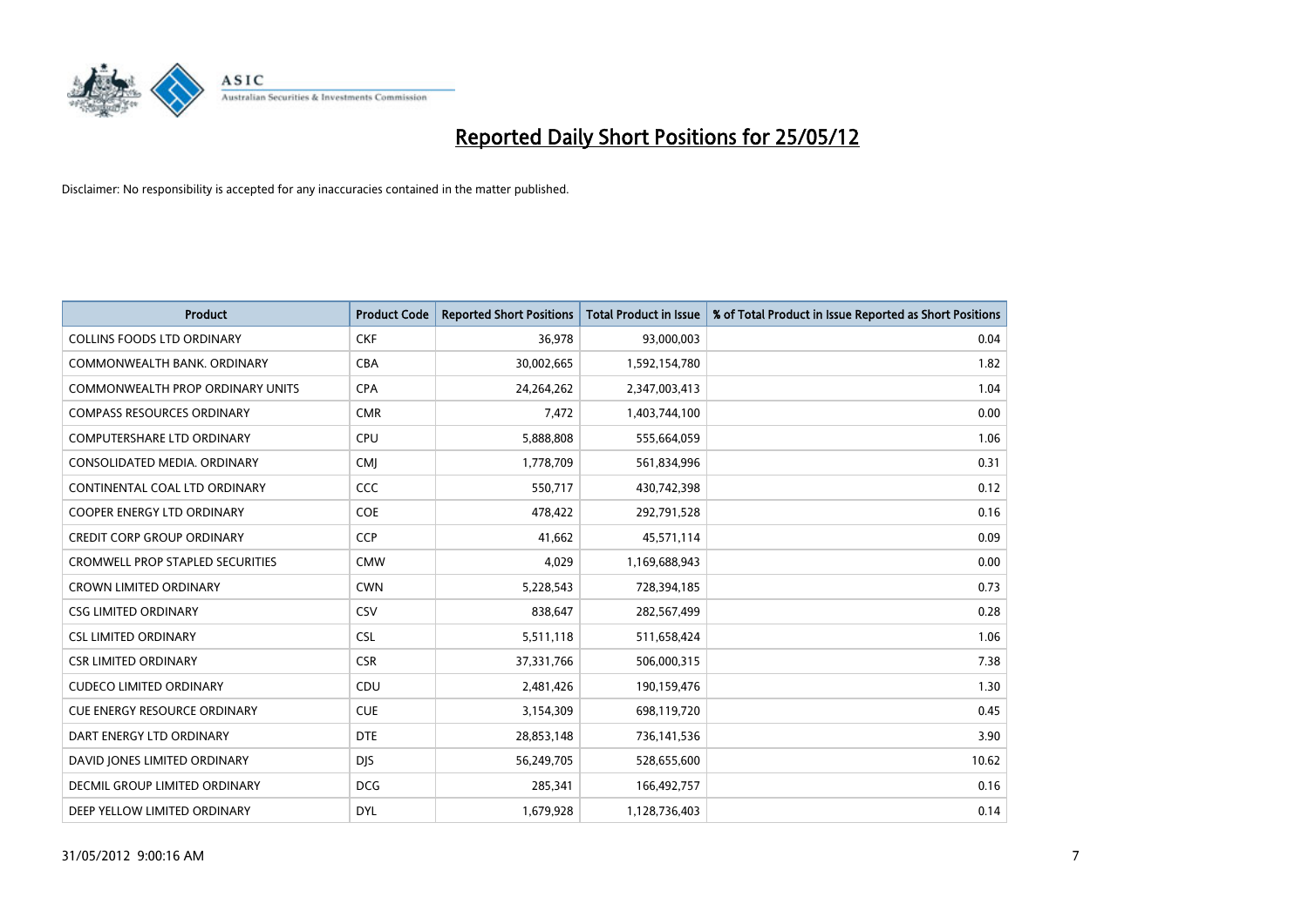# Reported Daily Short Positions for 25/05/12

Disclaimer: No responsibility is accepted for any inaccuracies contained in the matter published.

| Product | Product Code | Reported Short Positions | Total Product in Issue | % of Total Product in Issue Reported as Short Positions |
|---|---|---|---|---|
| COLLINS FOODS LTD ORDINARY | CKF | 36,978 | 93,000,003 | 0.04 |
| COMMONWEALTH BANK. ORDINARY | CBA | 30,002,665 | 1,592,154,780 | 1.82 |
| COMMONWEALTH PROP ORDINARY UNITS | CPA | 24,264,262 | 2,347,003,413 | 1.04 |
| COMPASS RESOURCES ORDINARY | CMR | 7,472 | 1,403,744,100 | 0.00 |
| COMPUTERSHARE LTD ORDINARY | CPU | 5,888,808 | 555,664,059 | 1.06 |
| CONSOLIDATED MEDIA. ORDINARY | CMJ | 1,778,709 | 561,834,996 | 0.31 |
| CONTINENTAL COAL LTD ORDINARY | CCC | 550,717 | 430,742,398 | 0.12 |
| COOPER ENERGY LTD ORDINARY | COE | 478,422 | 292,791,528 | 0.16 |
| CREDIT CORP GROUP ORDINARY | CCP | 41,662 | 45,571,114 | 0.09 |
| CROMWELL PROP STAPLED SECURITIES | CMW | 4,029 | 1,169,688,943 | 0.00 |
| CROWN LIMITED ORDINARY | CWN | 5,228,543 | 728,394,185 | 0.73 |
| CSG LIMITED ORDINARY | CSV | 838,647 | 282,567,499 | 0.28 |
| CSL LIMITED ORDINARY | CSL | 5,511,118 | 511,658,424 | 1.06 |
| CSR LIMITED ORDINARY | CSR | 37,331,766 | 506,000,315 | 7.38 |
| CUDECO LIMITED ORDINARY | CDU | 2,481,426 | 190,159,476 | 1.30 |
| CUE ENERGY RESOURCE ORDINARY | CUE | 3,154,309 | 698,119,720 | 0.45 |
| DART ENERGY LTD ORDINARY | DTE | 28,853,148 | 736,141,536 | 3.90 |
| DAVID JONES LIMITED ORDINARY | DJS | 56,249,705 | 528,655,600 | 10.62 |
| DECMIL GROUP LIMITED ORDINARY | DCG | 285,341 | 166,492,757 | 0.16 |
| DEEP YELLOW LIMITED ORDINARY | DYL | 1,679,928 | 1,128,736,403 | 0.14 |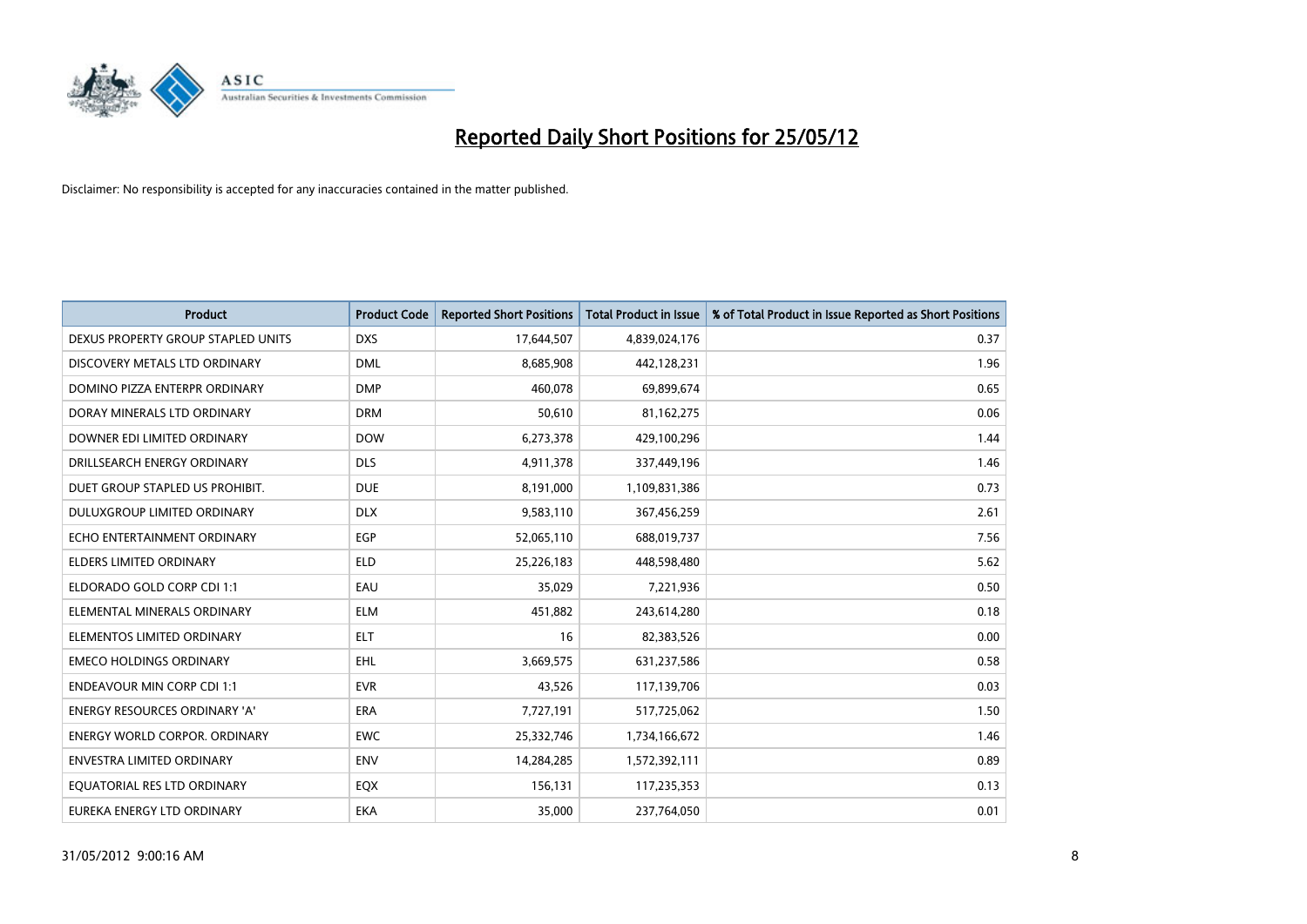# Reported Daily Short Positions for 25/05/12

Disclaimer: No responsibility is accepted for any inaccuracies contained in the matter published.

| Product | Product Code | Reported Short Positions | Total Product in Issue | % of Total Product in Issue Reported as Short Positions |
|---|---|---|---|---|
| DEXUS PROPERTY GROUP STAPLED UNITS | DXS | 17,644,507 | 4,839,024,176 | 0.37 |
| DISCOVERY METALS LTD ORDINARY | DML | 8,685,908 | 442,128,231 | 1.96 |
| DOMINO PIZZA ENTERPR ORDINARY | DMP | 460,078 | 69,899,674 | 0.65 |
| DORAY MINERALS LTD ORDINARY | DRM | 50,610 | 81,162,275 | 0.06 |
| DOWNER EDI LIMITED ORDINARY | DOW | 6,273,378 | 429,100,296 | 1.44 |
| DRILLSEARCH ENERGY ORDINARY | DLS | 4,911,378 | 337,449,196 | 1.46 |
| DUET GROUP STAPLED US PROHIBIT. | DUE | 8,191,000 | 1,109,831,386 | 0.73 |
| DULUXGROUP LIMITED ORDINARY | DLX | 9,583,110 | 367,456,259 | 2.61 |
| ECHO ENTERTAINMENT ORDINARY | EGP | 52,065,110 | 688,019,737 | 7.56 |
| ELDERS LIMITED ORDINARY | ELD | 25,226,183 | 448,598,480 | 5.62 |
| ELDORADO GOLD CORP CDI 1:1 | EAU | 35,029 | 7,221,936 | 0.50 |
| ELEMENTAL MINERALS ORDINARY | ELM | 451,882 | 243,614,280 | 0.18 |
| ELEMENTOS LIMITED ORDINARY | ELT | 16 | 82,383,526 | 0.00 |
| EMECO HOLDINGS ORDINARY | EHL | 3,669,575 | 631,237,586 | 0.58 |
| ENDEAVOUR MIN CORP CDI 1:1 | EVR | 43,526 | 117,139,706 | 0.03 |
| ENERGY RESOURCES ORDINARY 'A' | ERA | 7,727,191 | 517,725,062 | 1.50 |
| ENERGY WORLD CORPOR. ORDINARY | EWC | 25,332,746 | 1,734,166,672 | 1.46 |
| ENVESTRA LIMITED ORDINARY | ENV | 14,284,285 | 1,572,392,111 | 0.89 |
| EQUATORIAL RES LTD ORDINARY | EQX | 156,131 | 117,235,353 | 0.13 |
| EUREKA ENERGY LTD ORDINARY | EKA | 35,000 | 237,764,050 | 0.01 |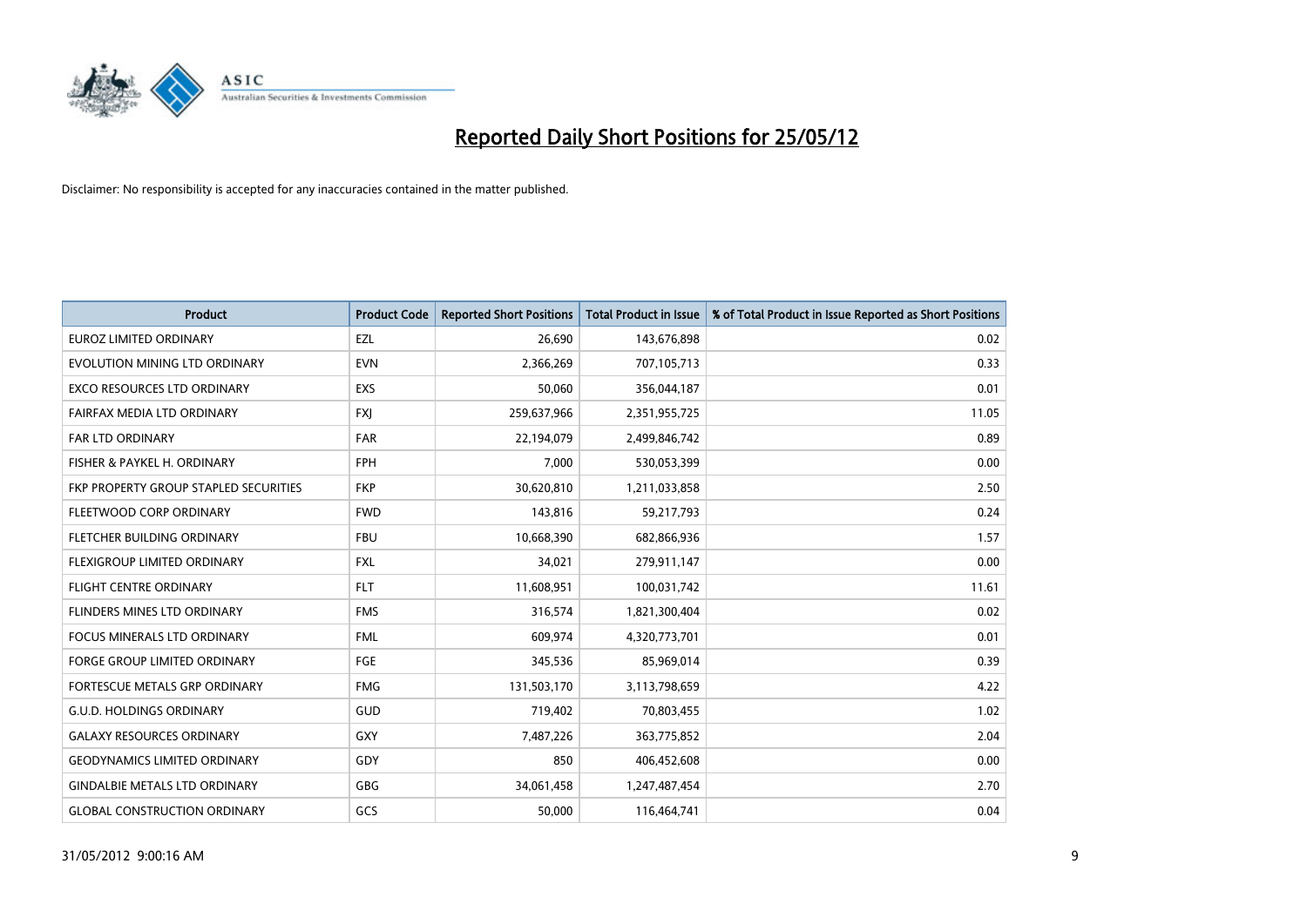# Reported Daily Short Positions for 25/05/12

Disclaimer: No responsibility is accepted for any inaccuracies contained in the matter published.

| Product | Product Code | Reported Short Positions | Total Product in Issue | % of Total Product in Issue Reported as Short Positions |
|---|---|---|---|---|
| EUROZ LIMITED ORDINARY | EZL | 26,690 | 143,676,898 | 0.02 |
| EVOLUTION MINING LTD ORDINARY | EVN | 2,366,269 | 707,105,713 | 0.33 |
| EXCO RESOURCES LTD ORDINARY | EXS | 50,060 | 356,044,187 | 0.01 |
| FAIRFAX MEDIA LTD ORDINARY | FXJ | 259,637,966 | 2,351,955,725 | 11.05 |
| FAR LTD ORDINARY | FAR | 22,194,079 | 2,499,846,742 | 0.89 |
| FISHER & PAYKEL H. ORDINARY | FPH | 7,000 | 530,053,399 | 0.00 |
| FKP PROPERTY GROUP STAPLED SECURITIES | FKP | 30,620,810 | 1,211,033,858 | 2.50 |
| FLEETWOOD CORP ORDINARY | FWD | 143,816 | 59,217,793 | 0.24 |
| FLETCHER BUILDING ORDINARY | FBU | 10,668,390 | 682,866,936 | 1.57 |
| FLEXIGROUP LIMITED ORDINARY | FXL | 34,021 | 279,911,147 | 0.00 |
| FLIGHT CENTRE ORDINARY | FLT | 11,608,951 | 100,031,742 | 11.61 |
| FLINDERS MINES LTD ORDINARY | FMS | 316,574 | 1,821,300,404 | 0.02 |
| FOCUS MINERALS LTD ORDINARY | FML | 609,974 | 4,320,773,701 | 0.01 |
| FORGE GROUP LIMITED ORDINARY | FGE | 345,536 | 85,969,014 | 0.39 |
| FORTESCUE METALS GRP ORDINARY | FMG | 131,503,170 | 3,113,798,659 | 4.22 |
| G.U.D. HOLDINGS ORDINARY | GUD | 719,402 | 70,803,455 | 1.02 |
| GALAXY RESOURCES ORDINARY | GXY | 7,487,226 | 363,775,852 | 2.04 |
| GEODYNAMICS LIMITED ORDINARY | GDY | 850 | 406,452,608 | 0.00 |
| GINDALBIE METALS LTD ORDINARY | GBG | 34,061,458 | 1,247,487,454 | 2.70 |
| GLOBAL CONSTRUCTION ORDINARY | GCS | 50,000 | 116,464,741 | 0.04 |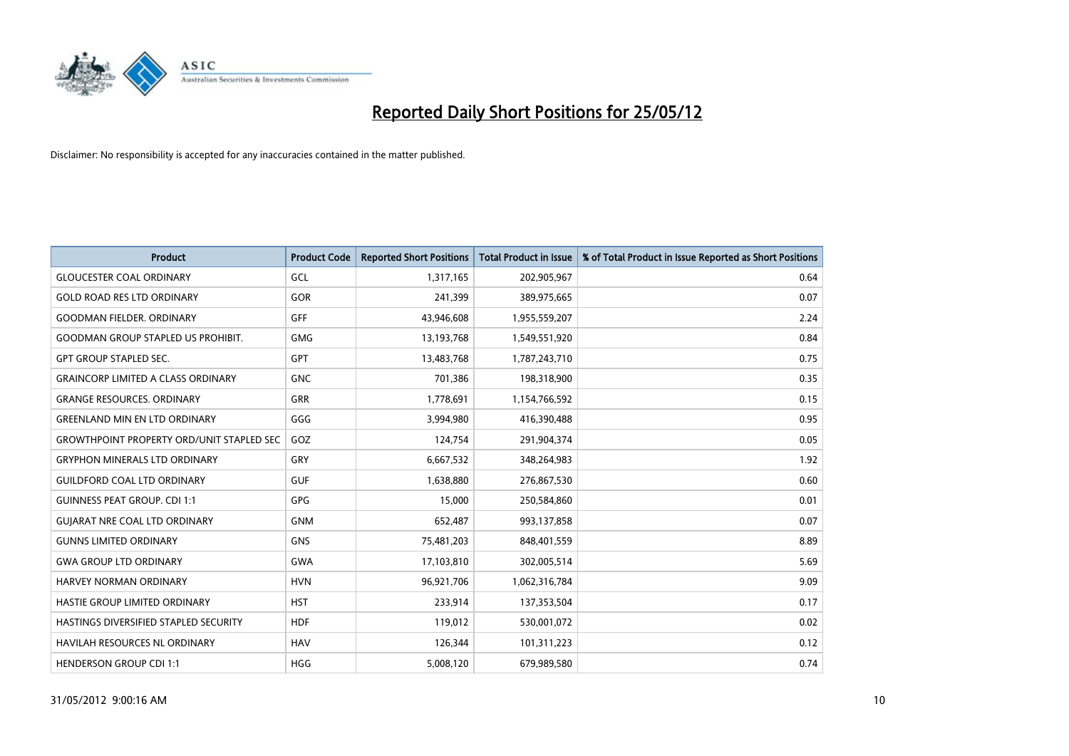# Reported Daily Short Positions for 25/05/12

Disclaimer: No responsibility is accepted for any inaccuracies contained in the matter published.

| Product | Product Code | Reported Short Positions | Total Product in Issue | % of Total Product in Issue Reported as Short Positions |
|---|---|---|---|---|
| GLOUCESTER COAL ORDINARY | GCL | 1,317,165 | 202,905,967 | 0.64 |
| GOLD ROAD RES LTD ORDINARY | GOR | 241,399 | 389,975,665 | 0.07 |
| GOODMAN FIELDER. ORDINARY | GFF | 43,946,608 | 1,955,559,207 | 2.24 |
| GOODMAN GROUP STAPLED US PROHIBIT. | GMG | 13,193,768 | 1,549,551,920 | 0.84 |
| GPT GROUP STAPLED SEC. | GPT | 13,483,768 | 1,787,243,710 | 0.75 |
| GRAINCORP LIMITED A CLASS ORDINARY | GNC | 701,386 | 198,318,900 | 0.35 |
| GRANGE RESOURCES. ORDINARY | GRR | 1,778,691 | 1,154,766,592 | 0.15 |
| GREENLAND MIN EN LTD ORDINARY | GGG | 3,994,980 | 416,390,488 | 0.95 |
| GROWTHPOINT PROPERTY ORD/UNIT STAPLED SEC | GOZ | 124,754 | 291,904,374 | 0.05 |
| GRYPHON MINERALS LTD ORDINARY | GRY | 6,667,532 | 348,264,983 | 1.92 |
| GUILDFORD COAL LTD ORDINARY | GUF | 1,638,880 | 276,867,530 | 0.60 |
| GUINNESS PEAT GROUP. CDI 1:1 | GPG | 15,000 | 250,584,860 | 0.01 |
| GUJARAT NRE COAL LTD ORDINARY | GNM | 652,487 | 993,137,858 | 0.07 |
| GUNNS LIMITED ORDINARY | GNS | 75,481,203 | 848,401,559 | 8.89 |
| GWA GROUP LTD ORDINARY | GWA | 17,103,810 | 302,005,514 | 5.69 |
| HARVEY NORMAN ORDINARY | HVN | 96,921,706 | 1,062,316,784 | 9.09 |
| HASTIE GROUP LIMITED ORDINARY | HST | 233,914 | 137,353,504 | 0.17 |
| HASTINGS DIVERSIFIED STAPLED SECURITY | HDF | 119,012 | 530,001,072 | 0.02 |
| HAVILAH RESOURCES NL ORDINARY | HAV | 126,344 | 101,311,223 | 0.12 |
| HENDERSON GROUP CDI 1:1 | HGG | 5,008,120 | 679,989,580 | 0.74 |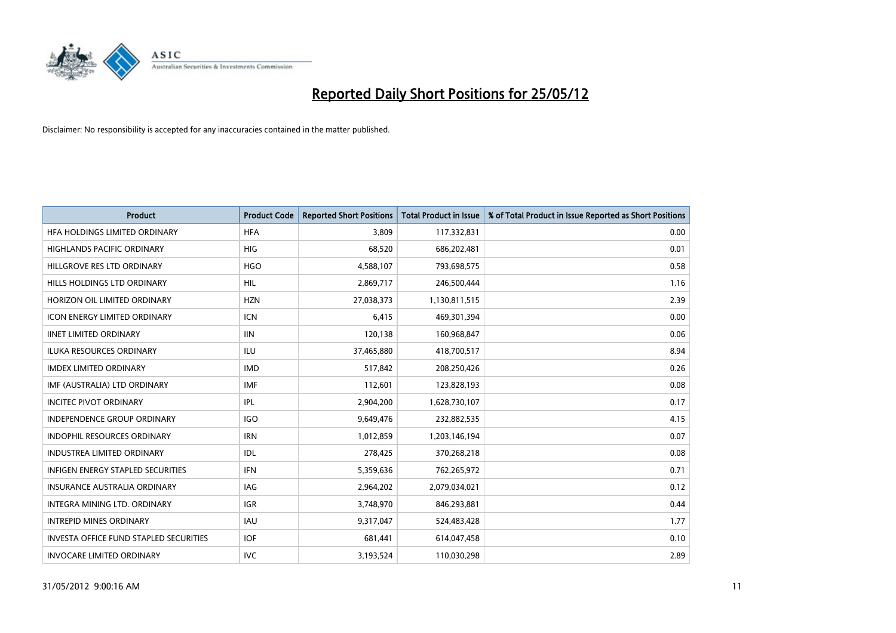# Reported Daily Short Positions for 25/05/12

Disclaimer: No responsibility is accepted for any inaccuracies contained in the matter published.

| Product | Product Code | Reported Short Positions | Total Product in Issue | % of Total Product in Issue Reported as Short Positions |
|---|---|---|---|---|
| HFA HOLDINGS LIMITED ORDINARY | HFA | 3,809 | 117,332,831 | 0.00 |
| HIGHLANDS PACIFIC ORDINARY | HIG | 68,520 | 686,202,481 | 0.01 |
| HILLGROVE RES LTD ORDINARY | HGO | 4,588,107 | 793,698,575 | 0.58 |
| HILLS HOLDINGS LTD ORDINARY | HIL | 2,869,717 | 246,500,444 | 1.16 |
| HORIZON OIL LIMITED ORDINARY | HZN | 27,038,373 | 1,130,811,515 | 2.39 |
| ICON ENERGY LIMITED ORDINARY | ICN | 6,415 | 469,301,394 | 0.00 |
| IINET LIMITED ORDINARY | IIN | 120,138 | 160,968,847 | 0.06 |
| ILUKA RESOURCES ORDINARY | ILU | 37,465,880 | 418,700,517 | 8.94 |
| IMDEX LIMITED ORDINARY | IMD | 517,842 | 208,250,426 | 0.26 |
| IMF (AUSTRALIA) LTD ORDINARY | IMF | 112,601 | 123,828,193 | 0.08 |
| INCITEC PIVOT ORDINARY | IPL | 2,904,200 | 1,628,730,107 | 0.17 |
| INDEPENDENCE GROUP ORDINARY | IGO | 9,649,476 | 232,882,535 | 4.15 |
| INDOPHIL RESOURCES ORDINARY | IRN | 1,012,859 | 1,203,146,194 | 0.07 |
| INDUSTREA LIMITED ORDINARY | IDL | 278,425 | 370,268,218 | 0.08 |
| INFIGEN ENERGY STAPLED SECURITIES | IFN | 5,359,636 | 762,265,972 | 0.71 |
| INSURANCE AUSTRALIA ORDINARY | IAG | 2,964,202 | 2,079,034,021 | 0.12 |
| INTEGRA MINING LTD. ORDINARY | IGR | 3,748,970 | 846,293,881 | 0.44 |
| INTREPID MINES ORDINARY | IAU | 9,317,047 | 524,483,428 | 1.77 |
| INVESTA OFFICE FUND STAPLED SECURITIES | IOF | 681,441 | 614,047,458 | 0.10 |
| INVOCARE LIMITED ORDINARY | IVC | 3,193,524 | 110,030,298 | 2.89 |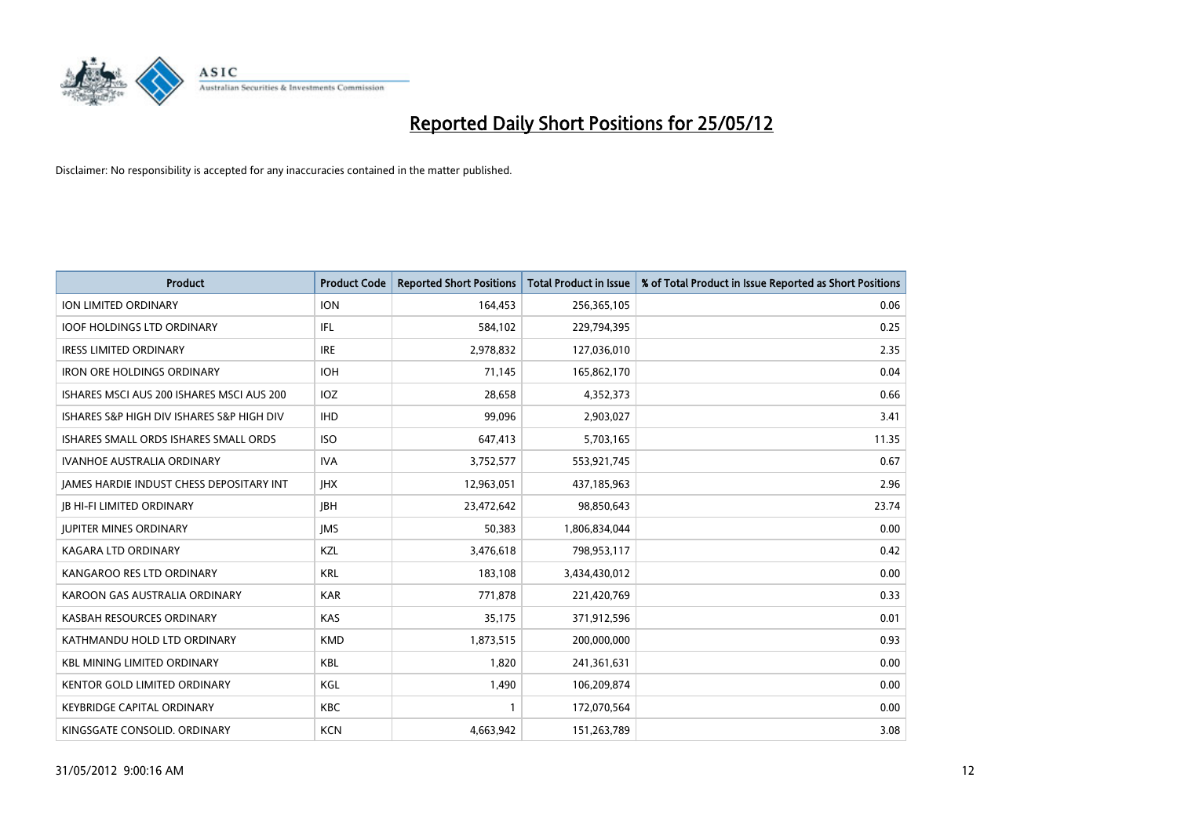# Reported Daily Short Positions for 25/05/12

Disclaimer: No responsibility is accepted for any inaccuracies contained in the matter published.

| Product | Product Code | Reported Short Positions | Total Product in Issue | % of Total Product in Issue Reported as Short Positions |
|---|---|---|---|---|
| ION LIMITED ORDINARY | ION | 164,453 | 256,365,105 | 0.06 |
| IOOF HOLDINGS LTD ORDINARY | IFL | 584,102 | 229,794,395 | 0.25 |
| IRESS LIMITED ORDINARY | IRE | 2,978,832 | 127,036,010 | 2.35 |
| IRON ORE HOLDINGS ORDINARY | IOH | 71,145 | 165,862,170 | 0.04 |
| ISHARES MSCI AUS 200 ISHARES MSCI AUS 200 | IOZ | 28,658 | 4,352,373 | 0.66 |
| ISHARES S&P HIGH DIV ISHARES S&P HIGH DIV | IHD | 99,096 | 2,903,027 | 3.41 |
| ISHARES SMALL ORDS ISHARES SMALL ORDS | ISO | 647,413 | 5,703,165 | 11.35 |
| IVANHOE AUSTRALIA ORDINARY | IVA | 3,752,577 | 553,921,745 | 0.67 |
| JAMES HARDIE INDUST CHESS DEPOSITARY INT | JHX | 12,963,051 | 437,185,963 | 2.96 |
| JB HI-FI LIMITED ORDINARY | JBH | 23,472,642 | 98,850,643 | 23.74 |
| JUPITER MINES ORDINARY | JMS | 50,383 | 1,806,834,044 | 0.00 |
| KAGARA LTD ORDINARY | KZL | 3,476,618 | 798,953,117 | 0.42 |
| KANGAROO RES LTD ORDINARY | KRL | 183,108 | 3,434,430,012 | 0.00 |
| KAROON GAS AUSTRALIA ORDINARY | KAR | 771,878 | 221,420,769 | 0.33 |
| KASBAH RESOURCES ORDINARY | KAS | 35,175 | 371,912,596 | 0.01 |
| KATHMANDU HOLD LTD ORDINARY | KMD | 1,873,515 | 200,000,000 | 0.93 |
| KBL MINING LIMITED ORDINARY | KBL | 1,820 | 241,361,631 | 0.00 |
| KENTOR GOLD LIMITED ORDINARY | KGL | 1,490 | 106,209,874 | 0.00 |
| KEYBRIDGE CAPITAL ORDINARY | KBC | 1 | 172,070,564 | 0.00 |
| KINGSGATE CONSOLID. ORDINARY | KCN | 4,663,942 | 151,263,789 | 3.08 |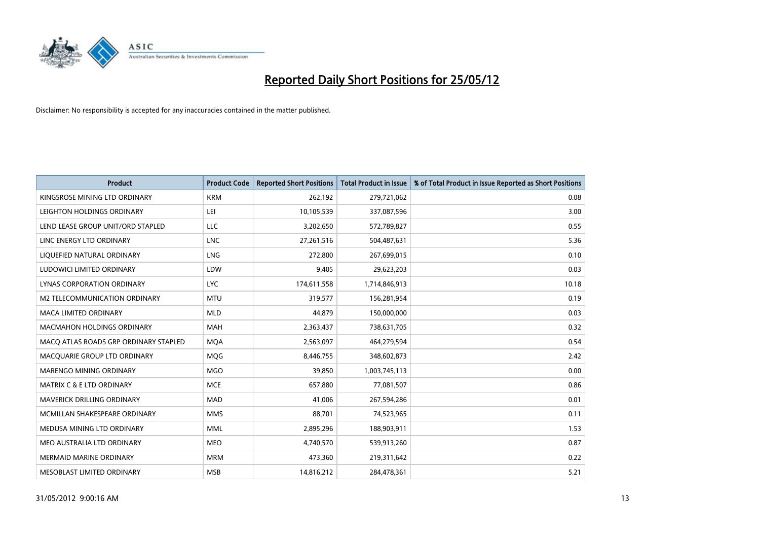# Reported Daily Short Positions for 25/05/12

Disclaimer: No responsibility is accepted for any inaccuracies contained in the matter published.

| Product | Product Code | Reported Short Positions | Total Product in Issue | % of Total Product in Issue Reported as Short Positions |
|---|---|---|---|---|
| KINGSROSE MINING LTD ORDINARY | KRM | 262,192 | 279,721,062 | 0.08 |
| LEIGHTON HOLDINGS ORDINARY | LEI | 10,105,539 | 337,087,596 | 3.00 |
| LEND LEASE GROUP UNIT/ORD STAPLED | LLC | 3,202,650 | 572,789,827 | 0.55 |
| LINC ENERGY LTD ORDINARY | LNC | 27,261,516 | 504,487,631 | 5.36 |
| LIQUEFIED NATURAL ORDINARY | LNG | 272,800 | 267,699,015 | 0.10 |
| LUDOWICI LIMITED ORDINARY | LDW | 9,405 | 29,623,203 | 0.03 |
| LYNAS CORPORATION ORDINARY | LYC | 174,611,558 | 1,714,846,913 | 10.18 |
| M2 TELECOMMUNICATION ORDINARY | MTU | 319,577 | 156,281,954 | 0.19 |
| MACA LIMITED ORDINARY | MLD | 44,879 | 150,000,000 | 0.03 |
| MACMAHON HOLDINGS ORDINARY | MAH | 2,363,437 | 738,631,705 | 0.32 |
| MACQ ATLAS ROADS GRP ORDINARY STAPLED | MQA | 2,563,097 | 464,279,594 | 0.54 |
| MACQUARIE GROUP LTD ORDINARY | MQG | 8,446,755 | 348,602,873 | 2.42 |
| MARENGO MINING ORDINARY | MGO | 39,850 | 1,003,745,113 | 0.00 |
| MATRIX C & E LTD ORDINARY | MCE | 657,880 | 77,081,507 | 0.86 |
| MAVERICK DRILLING ORDINARY | MAD | 41,006 | 267,594,286 | 0.01 |
| MCMILLAN SHAKESPEARE ORDINARY | MMS | 88,701 | 74,523,965 | 0.11 |
| MEDUSA MINING LTD ORDINARY | MML | 2,895,296 | 188,903,911 | 1.53 |
| MEO AUSTRALIA LTD ORDINARY | MEO | 4,740,570 | 539,913,260 | 0.87 |
| MERMAID MARINE ORDINARY | MRM | 473,360 | 219,311,642 | 0.22 |
| MESOBLAST LIMITED ORDINARY | MSB | 14,816,212 | 284,478,361 | 5.21 |

31/05/2012 9:00:16 AM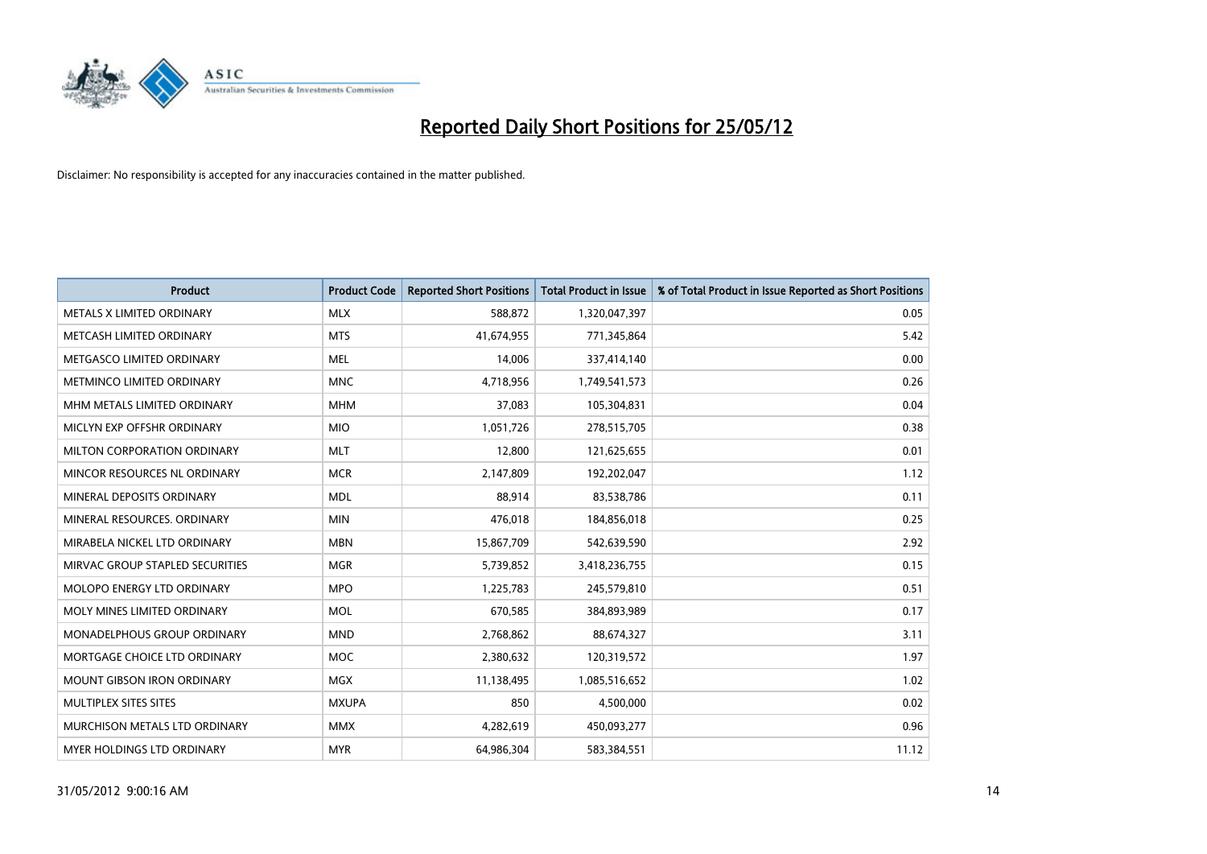# Reported Daily Short Positions for 25/05/12

Disclaimer: No responsibility is accepted for any inaccuracies contained in the matter published.

| Product | Product Code | Reported Short Positions | Total Product in Issue | % of Total Product in Issue Reported as Short Positions |
|---|---|---|---|---|
| METALS X LIMITED ORDINARY | MLX | 588,872 | 1,320,047,397 | 0.05 |
| METCASH LIMITED ORDINARY | MTS | 41,674,955 | 771,345,864 | 5.42 |
| METGASCO LIMITED ORDINARY | MEL | 14,006 | 337,414,140 | 0.00 |
| METMINCO LIMITED ORDINARY | MNC | 4,718,956 | 1,749,541,573 | 0.26 |
| MHM METALS LIMITED ORDINARY | MHM | 37,083 | 105,304,831 | 0.04 |
| MICLYN EXP OFFSHR ORDINARY | MIO | 1,051,726 | 278,515,705 | 0.38 |
| MILTON CORPORATION ORDINARY | MLT | 12,800 | 121,625,655 | 0.01 |
| MINCOR RESOURCES NL ORDINARY | MCR | 2,147,809 | 192,202,047 | 1.12 |
| MINERAL DEPOSITS ORDINARY | MDL | 88,914 | 83,538,786 | 0.11 |
| MINERAL RESOURCES. ORDINARY | MIN | 476,018 | 184,856,018 | 0.25 |
| MIRABELA NICKEL LTD ORDINARY | MBN | 15,867,709 | 542,639,590 | 2.92 |
| MIRVAC GROUP STAPLED SECURITIES | MGR | 5,739,852 | 3,418,236,755 | 0.15 |
| MOLOPO ENERGY LTD ORDINARY | MPO | 1,225,783 | 245,579,810 | 0.51 |
| MOLY MINES LIMITED ORDINARY | MOL | 670,585 | 384,893,989 | 0.17 |
| MONADELPHOUS GROUP ORDINARY | MND | 2,768,862 | 88,674,327 | 3.11 |
| MORTGAGE CHOICE LTD ORDINARY | MOC | 2,380,632 | 120,319,572 | 1.97 |
| MOUNT GIBSON IRON ORDINARY | MGX | 11,138,495 | 1,085,516,652 | 1.02 |
| MULTIPLEX SITES SITES | MXUPA | 850 | 4,500,000 | 0.02 |
| MURCHISON METALS LTD ORDINARY | MMX | 4,282,619 | 450,093,277 | 0.96 |
| MYER HOLDINGS LTD ORDINARY | MYR | 64,986,304 | 583,384,551 | 11.12 |

31/05/2012 9:00:16 AM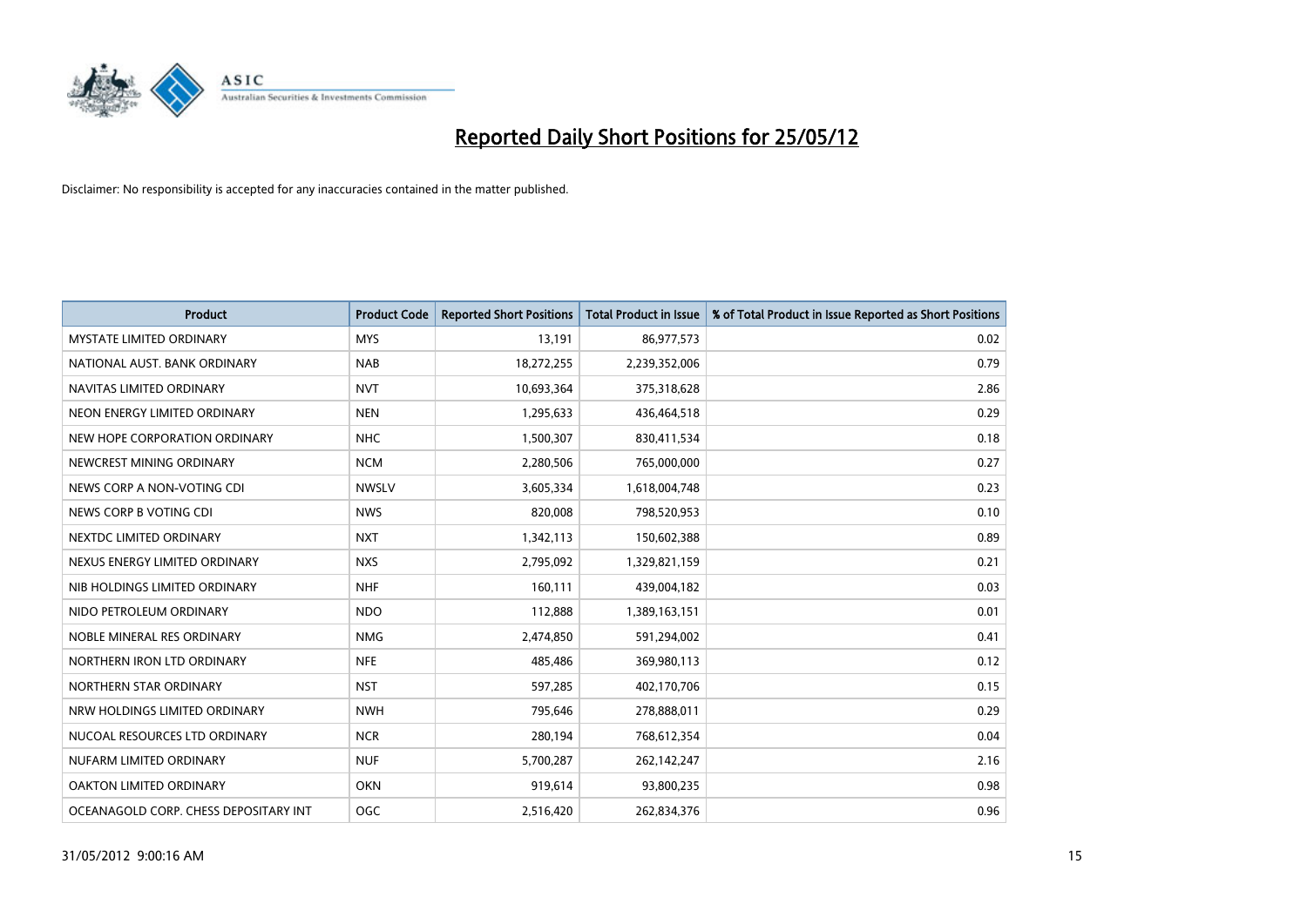# Reported Daily Short Positions for 25/05/12

Disclaimer: No responsibility is accepted for any inaccuracies contained in the matter published.

| Product | Product Code | Reported Short Positions | Total Product in Issue | % of Total Product in Issue Reported as Short Positions |
|---|---|---|---|---|
| MYSTATE LIMITED ORDINARY | MYS | 13,191 | 86,977,573 | 0.02 |
| NATIONAL AUST. BANK ORDINARY | NAB | 18,272,255 | 2,239,352,006 | 0.79 |
| NAVITAS LIMITED ORDINARY | NVT | 10,693,364 | 375,318,628 | 2.86 |
| NEON ENERGY LIMITED ORDINARY | NEN | 1,295,633 | 436,464,518 | 0.29 |
| NEW HOPE CORPORATION ORDINARY | NHC | 1,500,307 | 830,411,534 | 0.18 |
| NEWCREST MINING ORDINARY | NCM | 2,280,506 | 765,000,000 | 0.27 |
| NEWS CORP A NON-VOTING CDI | NWSLV | 3,605,334 | 1,618,004,748 | 0.23 |
| NEWS CORP B VOTING CDI | NWS | 820,008 | 798,520,953 | 0.10 |
| NEXTDC LIMITED ORDINARY | NXT | 1,342,113 | 150,602,388 | 0.89 |
| NEXUS ENERGY LIMITED ORDINARY | NXS | 2,795,092 | 1,329,821,159 | 0.21 |
| NIB HOLDINGS LIMITED ORDINARY | NHF | 160,111 | 439,004,182 | 0.03 |
| NIDO PETROLEUM ORDINARY | NDO | 112,888 | 1,389,163,151 | 0.01 |
| NOBLE MINERAL RES ORDINARY | NMG | 2,474,850 | 591,294,002 | 0.41 |
| NORTHERN IRON LTD ORDINARY | NFE | 485,486 | 369,980,113 | 0.12 |
| NORTHERN STAR ORDINARY | NST | 597,285 | 402,170,706 | 0.15 |
| NRW HOLDINGS LIMITED ORDINARY | NWH | 795,646 | 278,888,011 | 0.29 |
| NUCOAL RESOURCES LTD ORDINARY | NCR | 280,194 | 768,612,354 | 0.04 |
| NUFARM LIMITED ORDINARY | NUF | 5,700,287 | 262,142,247 | 2.16 |
| OAKTON LIMITED ORDINARY | OKN | 919,614 | 93,800,235 | 0.98 |
| OCEANAGOLD CORP. CHESS DEPOSITARY INT | OGC | 2,516,420 | 262,834,376 | 0.96 |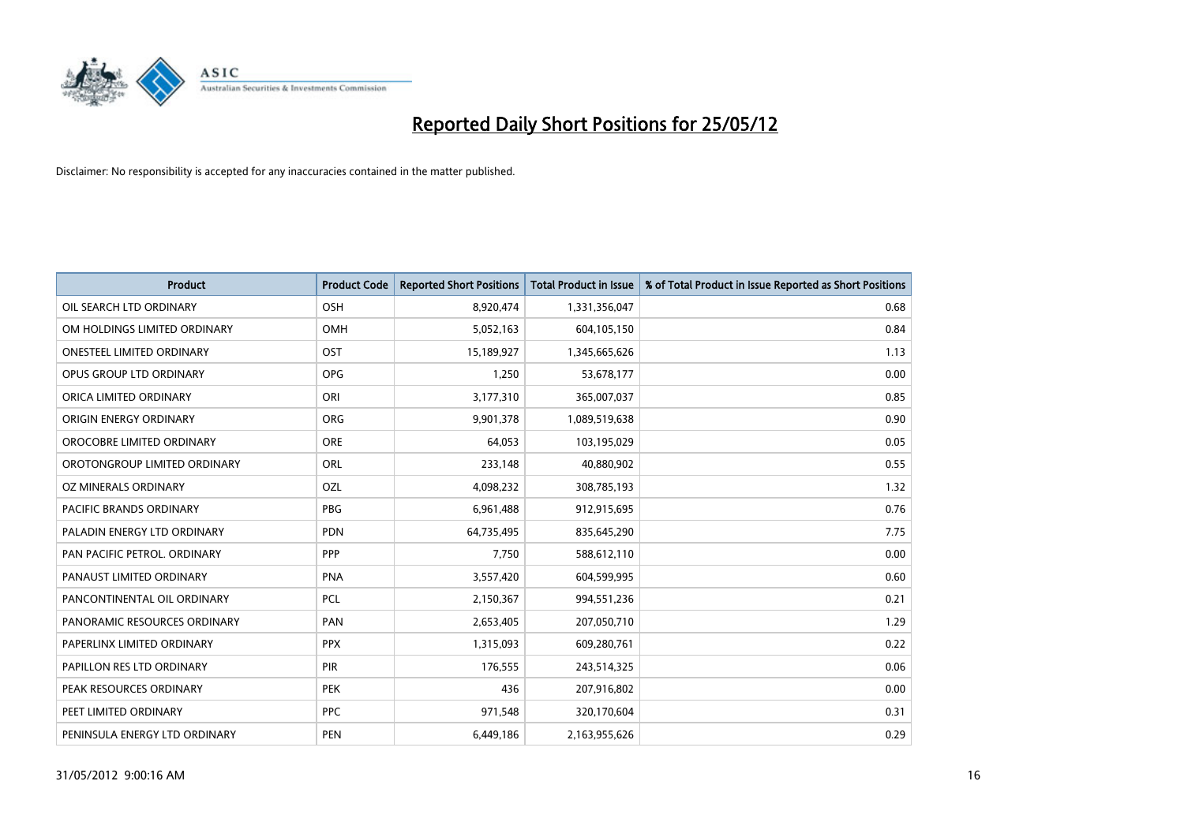# Reported Daily Short Positions for 25/05/12

Disclaimer: No responsibility is accepted for any inaccuracies contained in the matter published.

| Product | Product Code | Reported Short Positions | Total Product in Issue | % of Total Product in Issue Reported as Short Positions |
|---|---|---|---|---|
| OIL SEARCH LTD ORDINARY | OSH | 8,920,474 | 1,331,356,047 | 0.68 |
| OM HOLDINGS LIMITED ORDINARY | OMH | 5,052,163 | 604,105,150 | 0.84 |
| ONESTEEL LIMITED ORDINARY | OST | 15,189,927 | 1,345,665,626 | 1.13 |
| OPUS GROUP LTD ORDINARY | OPG | 1,250 | 53,678,177 | 0.00 |
| ORICA LIMITED ORDINARY | ORI | 3,177,310 | 365,007,037 | 0.85 |
| ORIGIN ENERGY ORDINARY | ORG | 9,901,378 | 1,089,519,638 | 0.90 |
| OROCOBRE LIMITED ORDINARY | ORE | 64,053 | 103,195,029 | 0.05 |
| OROTONGROUP LIMITED ORDINARY | ORL | 233,148 | 40,880,902 | 0.55 |
| OZ MINERALS ORDINARY | OZL | 4,098,232 | 308,785,193 | 1.32 |
| PACIFIC BRANDS ORDINARY | PBG | 6,961,488 | 912,915,695 | 0.76 |
| PALADIN ENERGY LTD ORDINARY | PDN | 64,735,495 | 835,645,290 | 7.75 |
| PAN PACIFIC PETROL. ORDINARY | PPP | 7,750 | 588,612,110 | 0.00 |
| PANAUST LIMITED ORDINARY | PNA | 3,557,420 | 604,599,995 | 0.60 |
| PANCONTINENTAL OIL ORDINARY | PCL | 2,150,367 | 994,551,236 | 0.21 |
| PANORAMIC RESOURCES ORDINARY | PAN | 2,653,405 | 207,050,710 | 1.29 |
| PAPERLINX LIMITED ORDINARY | PPX | 1,315,093 | 609,280,761 | 0.22 |
| PAPILLON RES LTD ORDINARY | PIR | 176,555 | 243,514,325 | 0.06 |
| PEAK RESOURCES ORDINARY | PEK | 436 | 207,916,802 | 0.00 |
| PEET LIMITED ORDINARY | PPC | 971,548 | 320,170,604 | 0.31 |
| PENINSULA ENERGY LTD ORDINARY | PEN | 6,449,186 | 2,163,955,626 | 0.29 |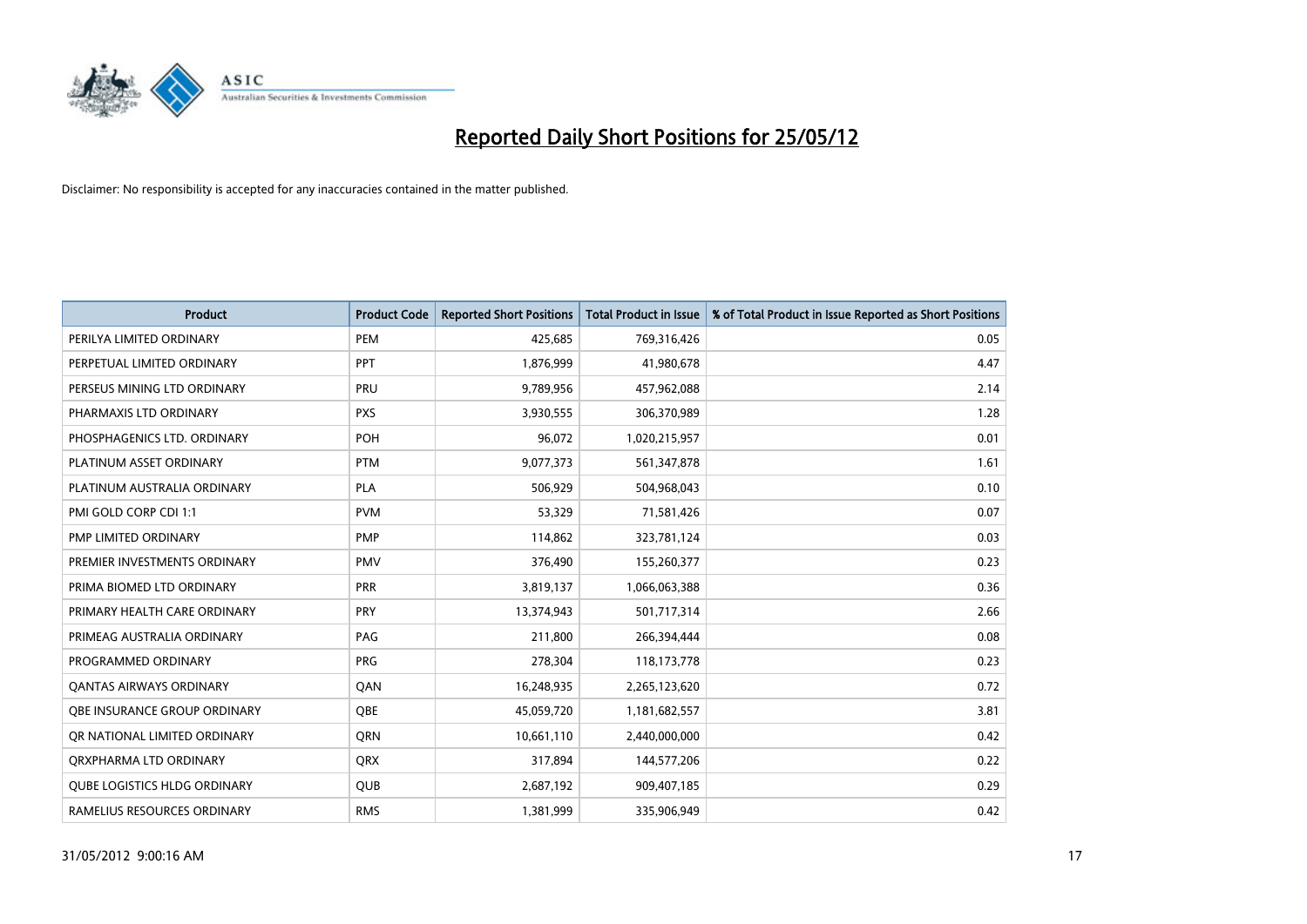# Reported Daily Short Positions for 25/05/12

Disclaimer: No responsibility is accepted for any inaccuracies contained in the matter published.

| Product | Product Code | Reported Short Positions | Total Product in Issue | % of Total Product in Issue Reported as Short Positions |
|---|---|---|---|---|
| PERILYA LIMITED ORDINARY | PEM | 425,685 | 769,316,426 | 0.05 |
| PERPETUAL LIMITED ORDINARY | PPT | 1,876,999 | 41,980,678 | 4.47 |
| PERSEUS MINING LTD ORDINARY | PRU | 9,789,956 | 457,962,088 | 2.14 |
| PHARMAXIS LTD ORDINARY | PXS | 3,930,555 | 306,370,989 | 1.28 |
| PHOSPHAGENICS LTD. ORDINARY | POH | 96,072 | 1,020,215,957 | 0.01 |
| PLATINUM ASSET ORDINARY | PTM | 9,077,373 | 561,347,878 | 1.61 |
| PLATINUM AUSTRALIA ORDINARY | PLA | 506,929 | 504,968,043 | 0.10 |
| PMI GOLD CORP CDI 1:1 | PVM | 53,329 | 71,581,426 | 0.07 |
| PMP LIMITED ORDINARY | PMP | 114,862 | 323,781,124 | 0.03 |
| PREMIER INVESTMENTS ORDINARY | PMV | 376,490 | 155,260,377 | 0.23 |
| PRIMA BIOMED LTD ORDINARY | PRR | 3,819,137 | 1,066,063,388 | 0.36 |
| PRIMARY HEALTH CARE ORDINARY | PRY | 13,374,943 | 501,717,314 | 2.66 |
| PRIMEAG AUSTRALIA ORDINARY | PAG | 211,800 | 266,394,444 | 0.08 |
| PROGRAMMED ORDINARY | PRG | 278,304 | 118,173,778 | 0.23 |
| QANTAS AIRWAYS ORDINARY | QAN | 16,248,935 | 2,265,123,620 | 0.72 |
| QBE INSURANCE GROUP ORDINARY | QBE | 45,059,720 | 1,181,682,557 | 3.81 |
| QR NATIONAL LIMITED ORDINARY | QRN | 10,661,110 | 2,440,000,000 | 0.42 |
| QRXPHARMA LTD ORDINARY | QRX | 317,894 | 144,577,206 | 0.22 |
| QUBE LOGISTICS HLDG ORDINARY | QUB | 2,687,192 | 909,407,185 | 0.29 |
| RAMELIUS RESOURCES ORDINARY | RMS | 1,381,999 | 335,906,949 | 0.42 |

31/05/2012 9:00:16 AM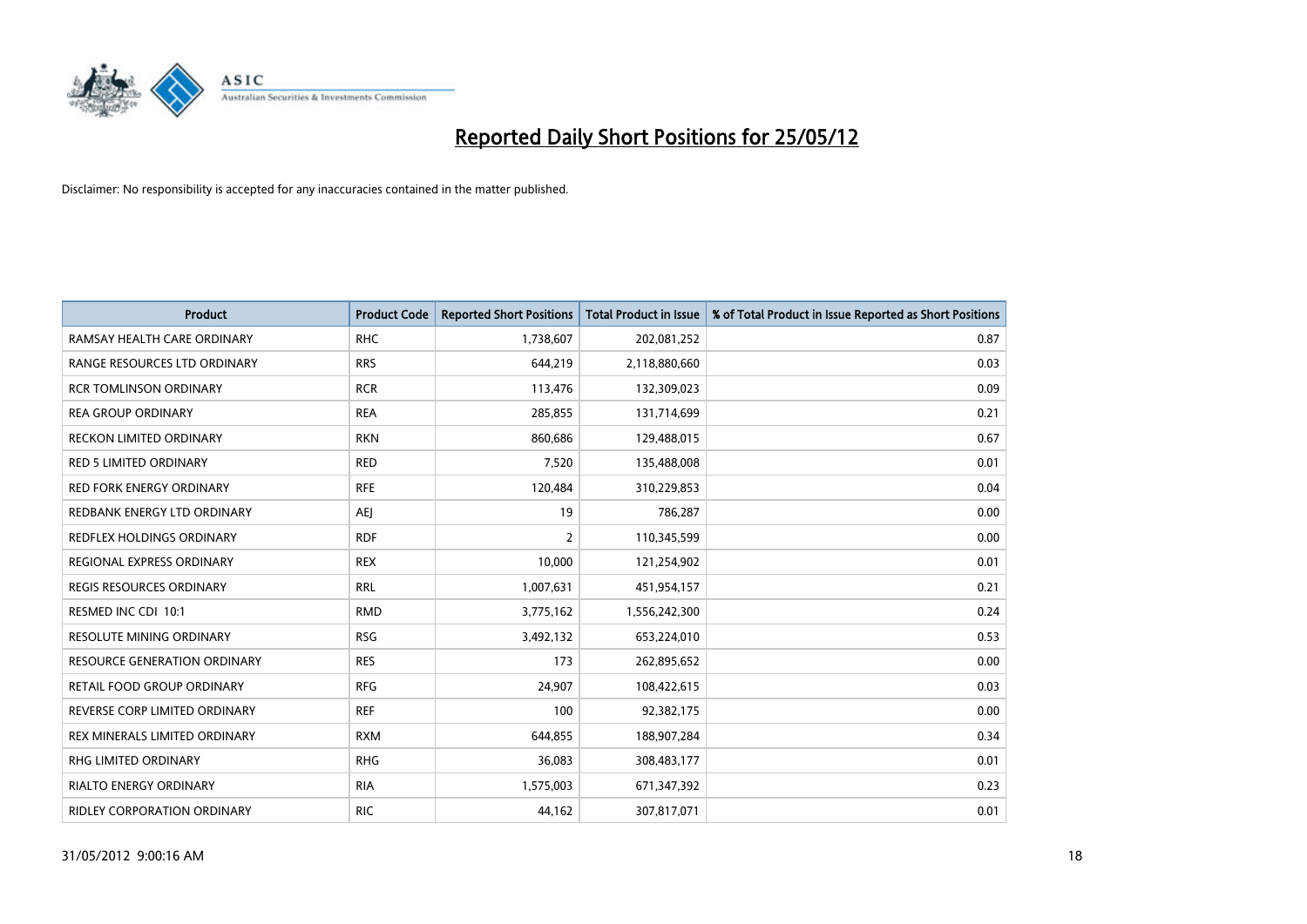# Reported Daily Short Positions for 25/05/12

Disclaimer: No responsibility is accepted for any inaccuracies contained in the matter published.

| Product | Product Code | Reported Short Positions | Total Product in Issue | % of Total Product in Issue Reported as Short Positions |
|---|---|---|---|---|
| RAMSAY HEALTH CARE ORDINARY | RHC | 1,738,607 | 202,081,252 | 0.87 |
| RANGE RESOURCES LTD ORDINARY | RRS | 644,219 | 2,118,880,660 | 0.03 |
| RCR TOMLINSON ORDINARY | RCR | 113,476 | 132,309,023 | 0.09 |
| REA GROUP ORDINARY | REA | 285,855 | 131,714,699 | 0.21 |
| RECKON LIMITED ORDINARY | RKN | 860,686 | 129,488,015 | 0.67 |
| RED 5 LIMITED ORDINARY | RED | 7,520 | 135,488,008 | 0.01 |
| RED FORK ENERGY ORDINARY | RFE | 120,484 | 310,229,853 | 0.04 |
| REDBANK ENERGY LTD ORDINARY | AEJ | 19 | 786,287 | 0.00 |
| REDFLEX HOLDINGS ORDINARY | RDF | 2 | 110,345,599 | 0.00 |
| REGIONAL EXPRESS ORDINARY | REX | 10,000 | 121,254,902 | 0.01 |
| REGIS RESOURCES ORDINARY | RRL | 1,007,631 | 451,954,157 | 0.21 |
| RESMED INC CDI 10:1 | RMD | 3,775,162 | 1,556,242,300 | 0.24 |
| RESOLUTE MINING ORDINARY | RSG | 3,492,132 | 653,224,010 | 0.53 |
| RESOURCE GENERATION ORDINARY | RES | 173 | 262,895,652 | 0.00 |
| RETAIL FOOD GROUP ORDINARY | RFG | 24,907 | 108,422,615 | 0.03 |
| REVERSE CORP LIMITED ORDINARY | REF | 100 | 92,382,175 | 0.00 |
| REX MINERALS LIMITED ORDINARY | RXM | 644,855 | 188,907,284 | 0.34 |
| RHG LIMITED ORDINARY | RHG | 36,083 | 308,483,177 | 0.01 |
| RIALTO ENERGY ORDINARY | RIA | 1,575,003 | 671,347,392 | 0.23 |
| RIDLEY CORPORATION ORDINARY | RIC | 44,162 | 307,817,071 | 0.01 |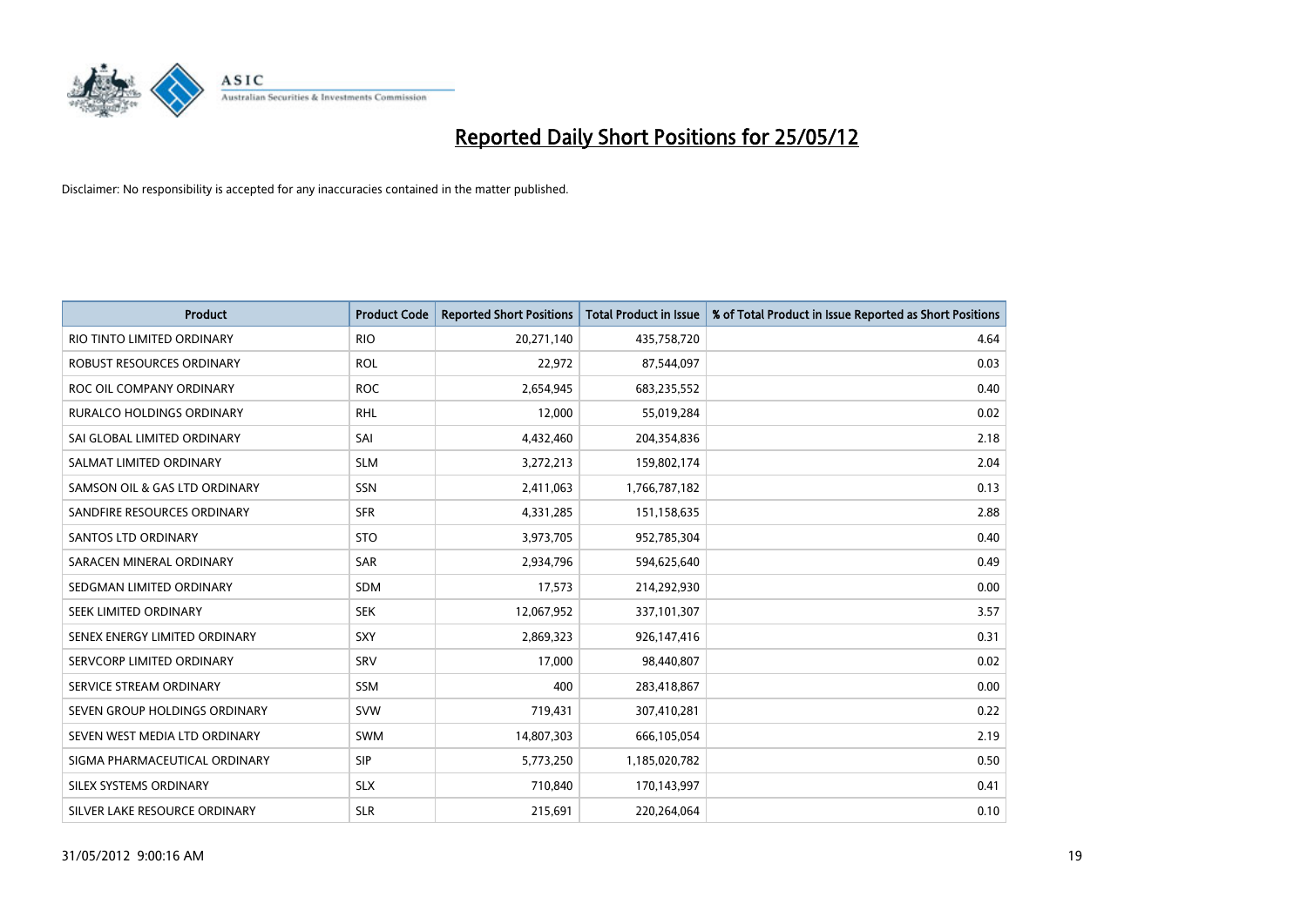# Reported Daily Short Positions for 25/05/12

Disclaimer: No responsibility is accepted for any inaccuracies contained in the matter published.

| Product | Product Code | Reported Short Positions | Total Product in Issue | % of Total Product in Issue Reported as Short Positions |
|---|---|---|---|---|
| RIO TINTO LIMITED ORDINARY | RIO | 20,271,140 | 435,758,720 | 4.64 |
| ROBUST RESOURCES ORDINARY | ROL | 22,972 | 87,544,097 | 0.03 |
| ROC OIL COMPANY ORDINARY | ROC | 2,654,945 | 683,235,552 | 0.40 |
| RURALCO HOLDINGS ORDINARY | RHL | 12,000 | 55,019,284 | 0.02 |
| SAI GLOBAL LIMITED ORDINARY | SAI | 4,432,460 | 204,354,836 | 2.18 |
| SALMAT LIMITED ORDINARY | SLM | 3,272,213 | 159,802,174 | 2.04 |
| SAMSON OIL & GAS LTD ORDINARY | SSN | 2,411,063 | 1,766,787,182 | 0.13 |
| SANDFIRE RESOURCES ORDINARY | SFR | 4,331,285 | 151,158,635 | 2.88 |
| SANTOS LTD ORDINARY | STO | 3,973,705 | 952,785,304 | 0.40 |
| SARACEN MINERAL ORDINARY | SAR | 2,934,796 | 594,625,640 | 0.49 |
| SEDGMAN LIMITED ORDINARY | SDM | 17,573 | 214,292,930 | 0.00 |
| SEEK LIMITED ORDINARY | SEK | 12,067,952 | 337,101,307 | 3.57 |
| SENEX ENERGY LIMITED ORDINARY | SXY | 2,869,323 | 926,147,416 | 0.31 |
| SERVCORP LIMITED ORDINARY | SRV | 17,000 | 98,440,807 | 0.02 |
| SERVICE STREAM ORDINARY | SSM | 400 | 283,418,867 | 0.00 |
| SEVEN GROUP HOLDINGS ORDINARY | SVW | 719,431 | 307,410,281 | 0.22 |
| SEVEN WEST MEDIA LTD ORDINARY | SWM | 14,807,303 | 666,105,054 | 2.19 |
| SIGMA PHARMACEUTICAL ORDINARY | SIP | 5,773,250 | 1,185,020,782 | 0.50 |
| SILEX SYSTEMS ORDINARY | SLX | 710,840 | 170,143,997 | 0.41 |
| SILVER LAKE RESOURCE ORDINARY | SLR | 215,691 | 220,264,064 | 0.10 |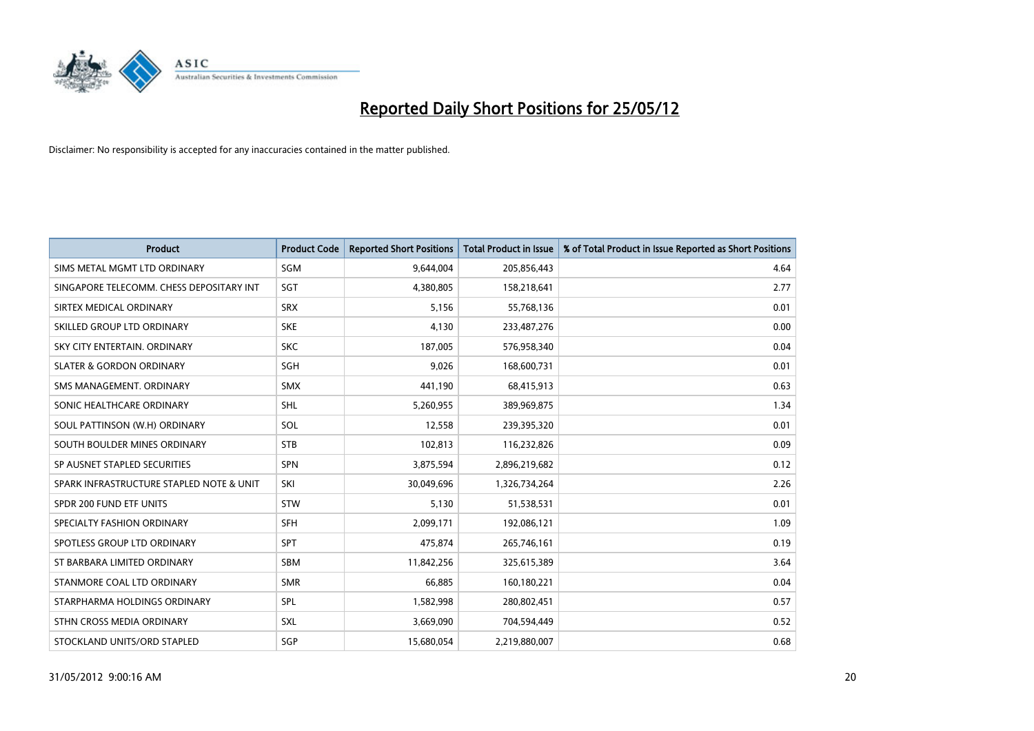# Reported Daily Short Positions for 25/05/12

Disclaimer: No responsibility is accepted for any inaccuracies contained in the matter published.

| Product | Product Code | Reported Short Positions | Total Product in Issue | % of Total Product in Issue Reported as Short Positions |
|---|---|---|---|---|
| SIMS METAL MGMT LTD ORDINARY | SGM | 9,644,004 | 205,856,443 | 4.64 |
| SINGAPORE TELECOMM. CHESS DEPOSITARY INT | SGT | 4,380,805 | 158,218,641 | 2.77 |
| SIRTEX MEDICAL ORDINARY | SRX | 5,156 | 55,768,136 | 0.01 |
| SKILLED GROUP LTD ORDINARY | SKE | 4,130 | 233,487,276 | 0.00 |
| SKY CITY ENTERTAIN. ORDINARY | SKC | 187,005 | 576,958,340 | 0.04 |
| SLATER & GORDON ORDINARY | SGH | 9,026 | 168,600,731 | 0.01 |
| SMS MANAGEMENT. ORDINARY | SMX | 441,190 | 68,415,913 | 0.63 |
| SONIC HEALTHCARE ORDINARY | SHL | 5,260,955 | 389,969,875 | 1.34 |
| SOUL PATTINSON (W.H) ORDINARY | SOL | 12,558 | 239,395,320 | 0.01 |
| SOUTH BOULDER MINES ORDINARY | STB | 102,813 | 116,232,826 | 0.09 |
| SP AUSNET STAPLED SECURITIES | SPN | 3,875,594 | 2,896,219,682 | 0.12 |
| SPARK INFRASTRUCTURE STAPLED NOTE & UNIT | SKI | 30,049,696 | 1,326,734,264 | 2.26 |
| SPDR 200 FUND ETF UNITS | STW | 5,130 | 51,538,531 | 0.01 |
| SPECIALTY FASHION ORDINARY | SFH | 2,099,171 | 192,086,121 | 1.09 |
| SPOTLESS GROUP LTD ORDINARY | SPT | 475,874 | 265,746,161 | 0.19 |
| ST BARBARA LIMITED ORDINARY | SBM | 11,842,256 | 325,615,389 | 3.64 |
| STANMORE COAL LTD ORDINARY | SMR | 66,885 | 160,180,221 | 0.04 |
| STARPHARMA HOLDINGS ORDINARY | SPL | 1,582,998 | 280,802,451 | 0.57 |
| STHN CROSS MEDIA ORDINARY | SXL | 3,669,090 | 704,594,449 | 0.52 |
| STOCKLAND UNITS/ORD STAPLED | SGP | 15,680,054 | 2,219,880,007 | 0.68 |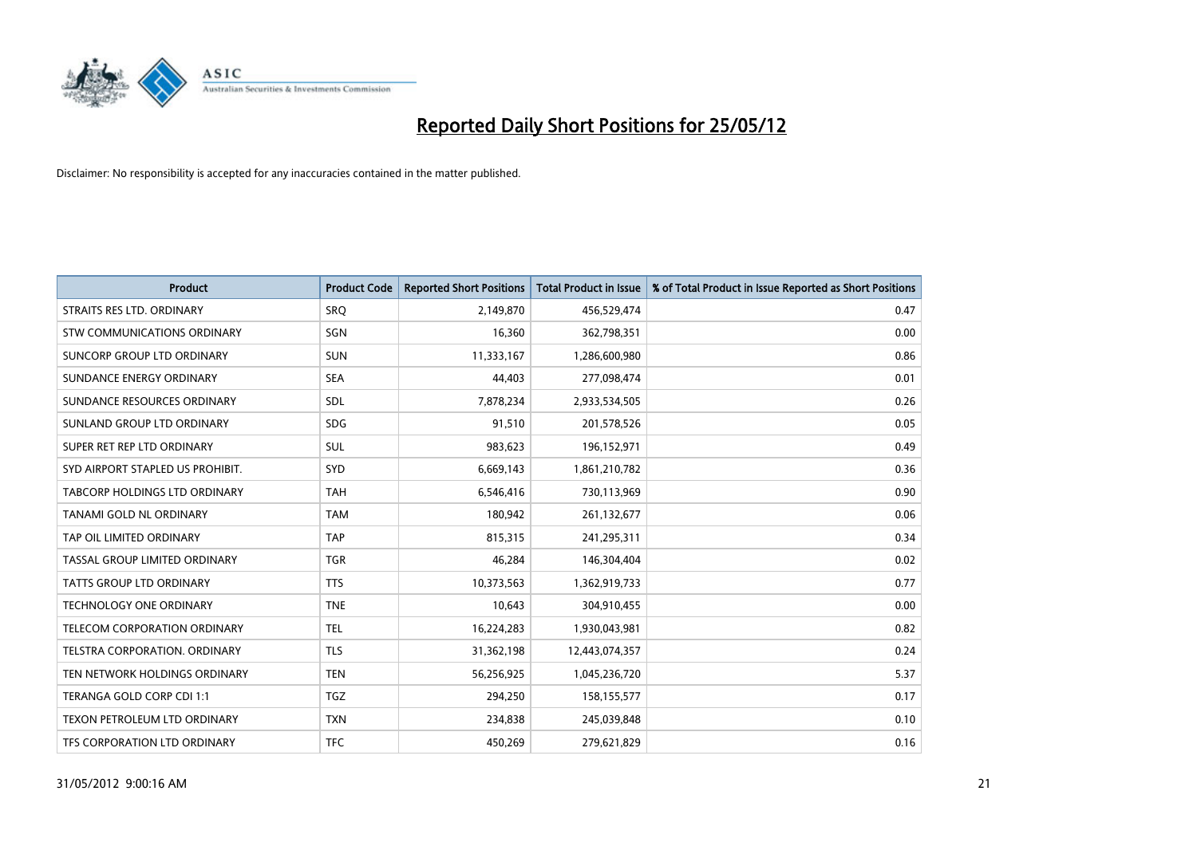# Reported Daily Short Positions for 25/05/12

Disclaimer: No responsibility is accepted for any inaccuracies contained in the matter published.

| Product | Product Code | Reported Short Positions | Total Product in Issue | % of Total Product in Issue Reported as Short Positions |
|---|---|---|---|---|
| STRAITS RES LTD. ORDINARY | SRQ | 2,149,870 | 456,529,474 | 0.47 |
| STW COMMUNICATIONS ORDINARY | SGN | 16,360 | 362,798,351 | 0.00 |
| SUNCORP GROUP LTD ORDINARY | SUN | 11,333,167 | 1,286,600,980 | 0.86 |
| SUNDANCE ENERGY ORDINARY | SEA | 44,403 | 277,098,474 | 0.01 |
| SUNDANCE RESOURCES ORDINARY | SDL | 7,878,234 | 2,933,534,505 | 0.26 |
| SUNLAND GROUP LTD ORDINARY | SDG | 91,510 | 201,578,526 | 0.05 |
| SUPER RET REP LTD ORDINARY | SUL | 983,623 | 196,152,971 | 0.49 |
| SYD AIRPORT STAPLED US PROHIBIT. | SYD | 6,669,143 | 1,861,210,782 | 0.36 |
| TABCORP HOLDINGS LTD ORDINARY | TAH | 6,546,416 | 730,113,969 | 0.90 |
| TANAMI GOLD NL ORDINARY | TAM | 180,942 | 261,132,677 | 0.06 |
| TAP OIL LIMITED ORDINARY | TAP | 815,315 | 241,295,311 | 0.34 |
| TASSAL GROUP LIMITED ORDINARY | TGR | 46,284 | 146,304,404 | 0.02 |
| TATTS GROUP LTD ORDINARY | TTS | 10,373,563 | 1,362,919,733 | 0.77 |
| TECHNOLOGY ONE ORDINARY | TNE | 10,643 | 304,910,455 | 0.00 |
| TELECOM CORPORATION ORDINARY | TEL | 16,224,283 | 1,930,043,981 | 0.82 |
| TELSTRA CORPORATION. ORDINARY | TLS | 31,362,198 | 12,443,074,357 | 0.24 |
| TEN NETWORK HOLDINGS ORDINARY | TEN | 56,256,925 | 1,045,236,720 | 5.37 |
| TERANGA GOLD CORP CDI 1:1 | TGZ | 294,250 | 158,155,577 | 0.17 |
| TEXON PETROLEUM LTD ORDINARY | TXN | 234,838 | 245,039,848 | 0.10 |
| TFS CORPORATION LTD ORDINARY | TFC | 450,269 | 279,621,829 | 0.16 |

31/05/2012 9:00:16 AM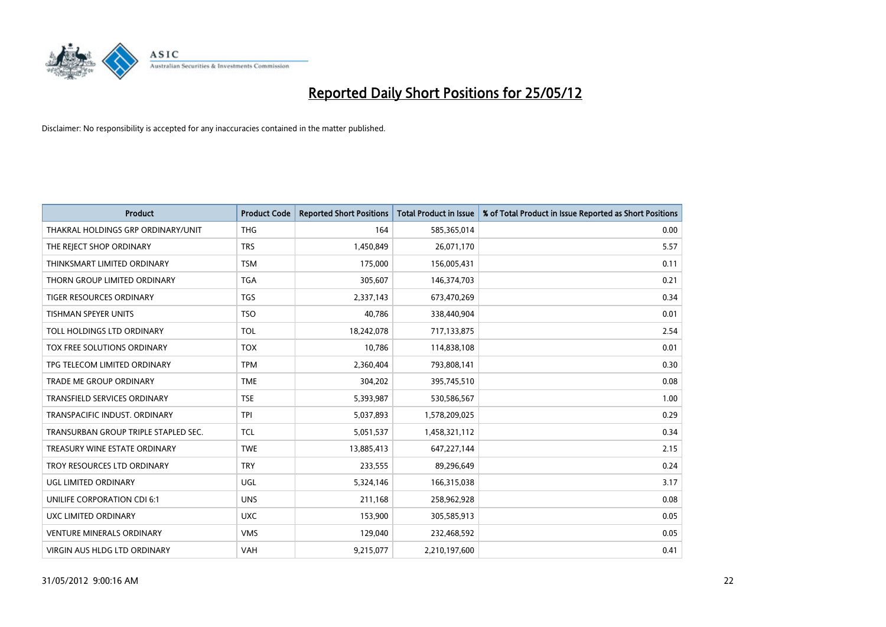# Reported Daily Short Positions for 25/05/12

Disclaimer: No responsibility is accepted for any inaccuracies contained in the matter published.

| Product | Product Code | Reported Short Positions | Total Product in Issue | % of Total Product in Issue Reported as Short Positions |
|---|---|---|---|---|
| THAKRAL HOLDINGS GRP ORDINARY/UNIT | THG | 164 | 585,365,014 | 0.00 |
| THE REJECT SHOP ORDINARY | TRS | 1,450,849 | 26,071,170 | 5.57 |
| THINKSMART LIMITED ORDINARY | TSM | 175,000 | 156,005,431 | 0.11 |
| THORN GROUP LIMITED ORDINARY | TGA | 305,607 | 146,374,703 | 0.21 |
| TIGER RESOURCES ORDINARY | TGS | 2,337,143 | 673,470,269 | 0.34 |
| TISHMAN SPEYER UNITS | TSO | 40,786 | 338,440,904 | 0.01 |
| TOLL HOLDINGS LTD ORDINARY | TOL | 18,242,078 | 717,133,875 | 2.54 |
| TOX FREE SOLUTIONS ORDINARY | TOX | 10,786 | 114,838,108 | 0.01 |
| TPG TELECOM LIMITED ORDINARY | TPM | 2,360,404 | 793,808,141 | 0.30 |
| TRADE ME GROUP ORDINARY | TME | 304,202 | 395,745,510 | 0.08 |
| TRANSFIELD SERVICES ORDINARY | TSE | 5,393,987 | 530,586,567 | 1.00 |
| TRANSPACIFIC INDUST. ORDINARY | TPI | 5,037,893 | 1,578,209,025 | 0.29 |
| TRANSURBAN GROUP TRIPLE STAPLED SEC. | TCL | 5,051,537 | 1,458,321,112 | 0.34 |
| TREASURY WINE ESTATE ORDINARY | TWE | 13,885,413 | 647,227,144 | 2.15 |
| TROY RESOURCES LTD ORDINARY | TRY | 233,555 | 89,296,649 | 0.24 |
| UGL LIMITED ORDINARY | UGL | 5,324,146 | 166,315,038 | 3.17 |
| UNILIFE CORPORATION CDI 6:1 | UNS | 211,168 | 258,962,928 | 0.08 |
| UXC LIMITED ORDINARY | UXC | 153,900 | 305,585,913 | 0.05 |
| VENTURE MINERALS ORDINARY | VMS | 129,040 | 232,468,592 | 0.05 |
| VIRGIN AUS HLDG LTD ORDINARY | VAH | 9,215,077 | 2,210,197,600 | 0.41 |

31/05/2012 9:00:16 AM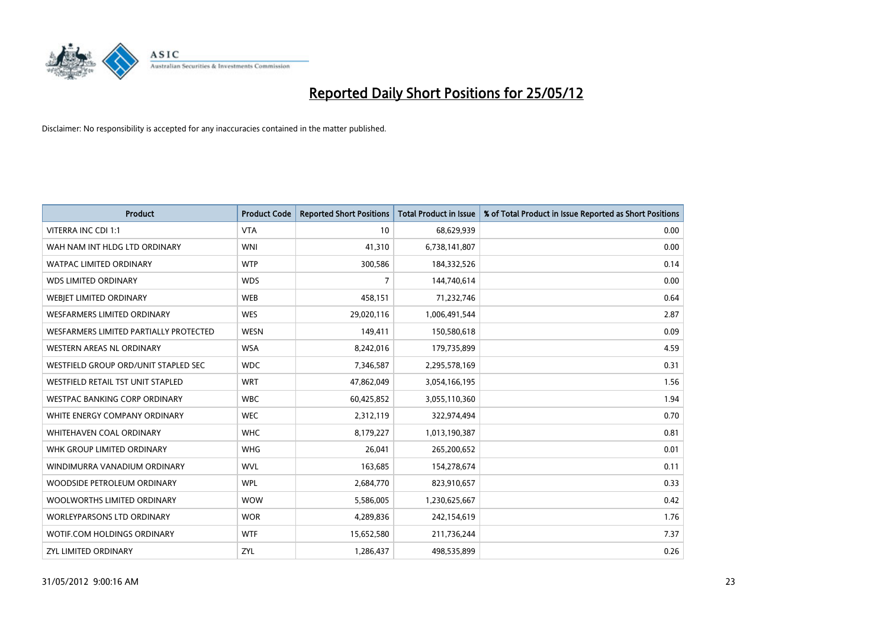# Reported Daily Short Positions for 25/05/12

Disclaimer: No responsibility is accepted for any inaccuracies contained in the matter published.

| Product | Product Code | Reported Short Positions | Total Product in Issue | % of Total Product in Issue Reported as Short Positions |
|---|---|---|---|---|
| VITERRA INC CDI 1:1 | VTA | 10 | 68,629,939 | 0.00 |
| WAH NAM INT HLDG LTD ORDINARY | WNI | 41,310 | 6,738,141,807 | 0.00 |
| WATPAC LIMITED ORDINARY | WTP | 300,586 | 184,332,526 | 0.14 |
| WDS LIMITED ORDINARY | WDS | 7 | 144,740,614 | 0.00 |
| WEBJET LIMITED ORDINARY | WEB | 458,151 | 71,232,746 | 0.64 |
| WESFARMERS LIMITED ORDINARY | WES | 29,020,116 | 1,006,491,544 | 2.87 |
| WESFARMERS LIMITED PARTIALLY PROTECTED | WESN | 149,411 | 150,580,618 | 0.09 |
| WESTERN AREAS NL ORDINARY | WSA | 8,242,016 | 179,735,899 | 4.59 |
| WESTFIELD GROUP ORD/UNIT STAPLED SEC | WDC | 7,346,587 | 2,295,578,169 | 0.31 |
| WESTFIELD RETAIL TST UNIT STAPLED | WRT | 47,862,049 | 3,054,166,195 | 1.56 |
| WESTPAC BANKING CORP ORDINARY | WBC | 60,425,852 | 3,055,110,360 | 1.94 |
| WHITE ENERGY COMPANY ORDINARY | WEC | 2,312,119 | 322,974,494 | 0.70 |
| WHITEHAVEN COAL ORDINARY | WHC | 8,179,227 | 1,013,190,387 | 0.81 |
| WHK GROUP LIMITED ORDINARY | WHG | 26,041 | 265,200,652 | 0.01 |
| WINDIMURRA VANADIUM ORDINARY | WVL | 163,685 | 154,278,674 | 0.11 |
| WOODSIDE PETROLEUM ORDINARY | WPL | 2,684,770 | 823,910,657 | 0.33 |
| WOOLWORTHS LIMITED ORDINARY | WOW | 5,586,005 | 1,230,625,667 | 0.42 |
| WORLEYPARSONS LTD ORDINARY | WOR | 4,289,836 | 242,154,619 | 1.76 |
| WOTIF.COM HOLDINGS ORDINARY | WTF | 15,652,580 | 211,736,244 | 7.37 |
| ZYL LIMITED ORDINARY | ZYL | 1,286,437 | 498,535,899 | 0.26 |

31/05/2012 9:00:16 AM